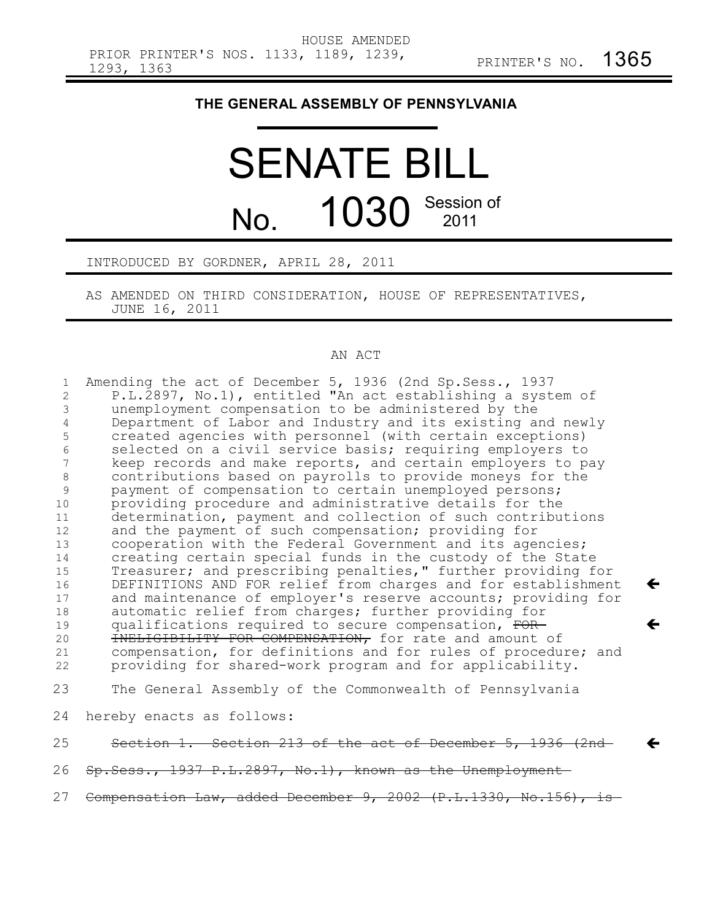HOUSE AMENDED
PRIOR PRINTER'S NOS. 1133, 1189, 1239, 1293, 1363

PRINTER'S NO. 1365

# THE GENERAL ASSEMBLY OF PENNSYLVANIA

# SENATE BILL

# No. 1030 Session of 2011

INTRODUCED BY GORDNER, APRIL 28, 2011

AS AMENDED ON THIRD CONSIDERATION, HOUSE OF REPRESENTATIVES, JUNE 16, 2011

## AN ACT

1 Amending the act of December 5, 1936 (2nd Sp.Sess., 1937
2 P.L.2897, No.1), entitled "An act establishing a system of
3 unemployment compensation to be administered by the
4 Department of Labor and Industry and its existing and newly
5 created agencies with personnel (with certain exceptions)
6 selected on a civil service basis; requiring employers to
7 keep records and make reports, and certain employers to pay
8 contributions based on payrolls to provide moneys for the
9 payment of compensation to certain unemployed persons;
10 providing procedure and administrative details for the
11 determination, payment and collection of such contributions
12 and the payment of such compensation; providing for
13 cooperation with the Federal Government and its agencies;
14 creating certain special funds in the custody of the State
15 Treasurer; and prescribing penalties," further providing for
16 DEFINITIONS AND FOR relief from charges and for establishment ←
17 and maintenance of employer's reserve accounts; providing for
18 automatic relief from charges; further providing for
19 qualifications required to secure compensation, ~~FOR~~ ←
20 ~~INELIGIBILITY FOR COMPENSATION,~~ for rate and amount of
21 compensation, for definitions and for rules of procedure; and
22 providing for shared-work program and for applicability.

23 The General Assembly of the Commonwealth of Pennsylvania
24 hereby enacts as follows:

25 ~~Section 1. Section 213 of the act of December 5, 1936 (2nd~~ ←
26 ~~Sp.Sess., 1937 P.L.2897, No.1), known as the Unemployment~~
27 ~~Compensation Law, added December 9, 2002 (P.L.1330, No.156), is~~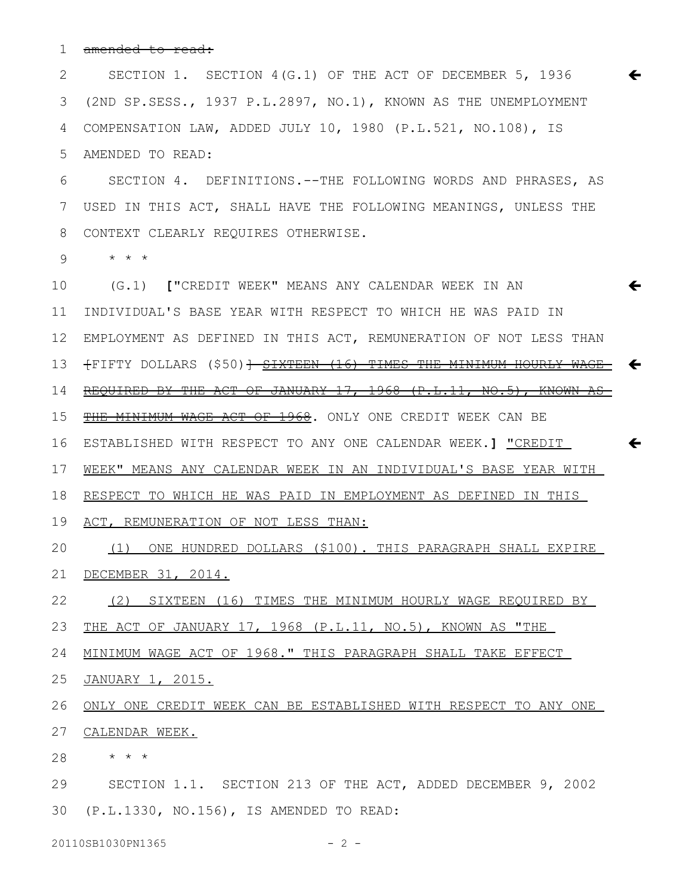~~amended to read:~~

SECTION 1. SECTION 4(G.1) OF THE ACT OF DECEMBER 5, 1936 (2ND SP.SESS., 1937 P.L.2897, NO.1), KNOWN AS THE UNEMPLOYMENT COMPENSATION LAW, ADDED JULY 10, 1980 (P.L.521, NO.108), IS AMENDED TO READ:

SECTION 4. DEFINITIONS.--THE FOLLOWING WORDS AND PHRASES, AS USED IN THIS ACT, SHALL HAVE THE FOLLOWING MEANINGS, UNLESS THE CONTEXT CLEARLY REQUIRES OTHERWISE.

\* \* \*

(G.1) **[**"CREDIT WEEK" MEANS ANY CALENDAR WEEK IN AN INDIVIDUAL'S BASE YEAR WITH RESPECT TO WHICH HE WAS PAID IN EMPLOYMENT AS DEFINED IN THIS ACT, REMUNERATION OF NOT LESS THAN ~~[FIFTY DOLLARS ($50)] SIXTEEN (16) TIMES THE MINIMUM HOURLY WAGE REQUIRED BY THE ACT OF JANUARY 17, 1968 (P.L.11, NO.5), KNOWN AS THE MINIMUM WAGE ACT OF 1968~~. ONLY ONE CREDIT WEEK CAN BE ESTABLISHED WITH RESPECT TO ANY ONE CALENDAR WEEK.**]** <u>"CREDIT WEEK" MEANS ANY CALENDAR WEEK IN AN INDIVIDUAL'S BASE YEAR WITH RESPECT TO WHICH HE WAS PAID IN EMPLOYMENT AS DEFINED IN THIS ACT, REMUNERATION OF NOT LESS THAN:</u>

<u>(1) ONE HUNDRED DOLLARS ($100). THIS PARAGRAPH SHALL EXPIRE DECEMBER 31, 2014.</u>

<u>(2) SIXTEEN (16) TIMES THE MINIMUM HOURLY WAGE REQUIRED BY THE ACT OF JANUARY 17, 1968 (P.L.11, NO.5), KNOWN AS "THE MINIMUM WAGE ACT OF 1968." THIS PARAGRAPH SHALL TAKE EFFECT JANUARY 1, 2015.</u>

<u>ONLY ONE CREDIT WEEK CAN BE ESTABLISHED WITH RESPECT TO ANY ONE CALENDAR WEEK.</u>

\* \* \*

SECTION 1.1. SECTION 213 OF THE ACT, ADDED DECEMBER 9, 2002 (P.L.1330, NO.156), IS AMENDED TO READ: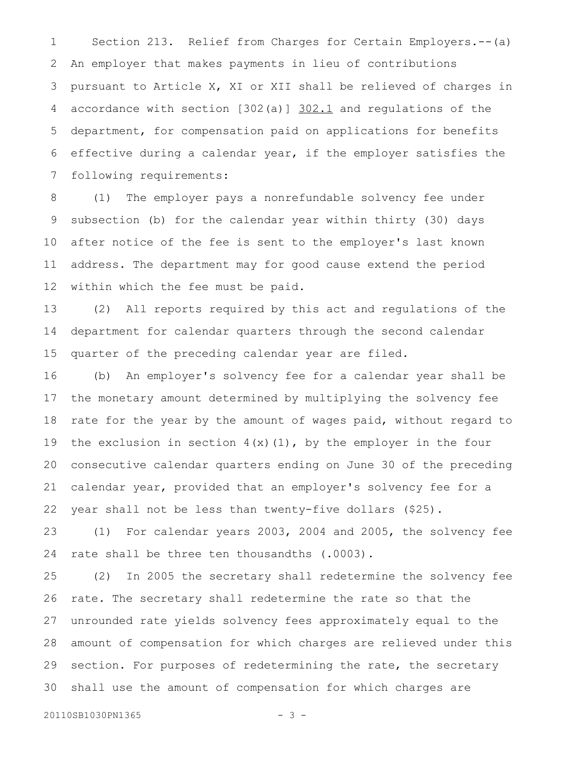Section 213. Relief from Charges for Certain Employers.--(a) An employer that makes payments in lieu of contributions pursuant to Article X, XI or XII shall be relieved of charges in accordance with section [302(a)] 302.1 and regulations of the department, for compensation paid on applications for benefits effective during a calendar year, if the employer satisfies the following requirements:

(1) The employer pays a nonrefundable solvency fee under subsection (b) for the calendar year within thirty (30) days after notice of the fee is sent to the employer's last known address. The department may for good cause extend the period within which the fee must be paid.

(2) All reports required by this act and regulations of the department for calendar quarters through the second calendar quarter of the preceding calendar year are filed.

(b) An employer's solvency fee for a calendar year shall be the monetary amount determined by multiplying the solvency fee rate for the year by the amount of wages paid, without regard to the exclusion in section 4(x)(1), by the employer in the four consecutive calendar quarters ending on June 30 of the preceding calendar year, provided that an employer's solvency fee for a year shall not be less than twenty-five dollars ($25).

(1) For calendar years 2003, 2004 and 2005, the solvency fee rate shall be three ten thousandths (.0003).

(2) In 2005 the secretary shall redetermine the solvency fee rate. The secretary shall redetermine the rate so that the unrounded rate yields solvency fees approximately equal to the amount of compensation for which charges are relieved under this section. For purposes of redetermining the rate, the secretary shall use the amount of compensation for which charges are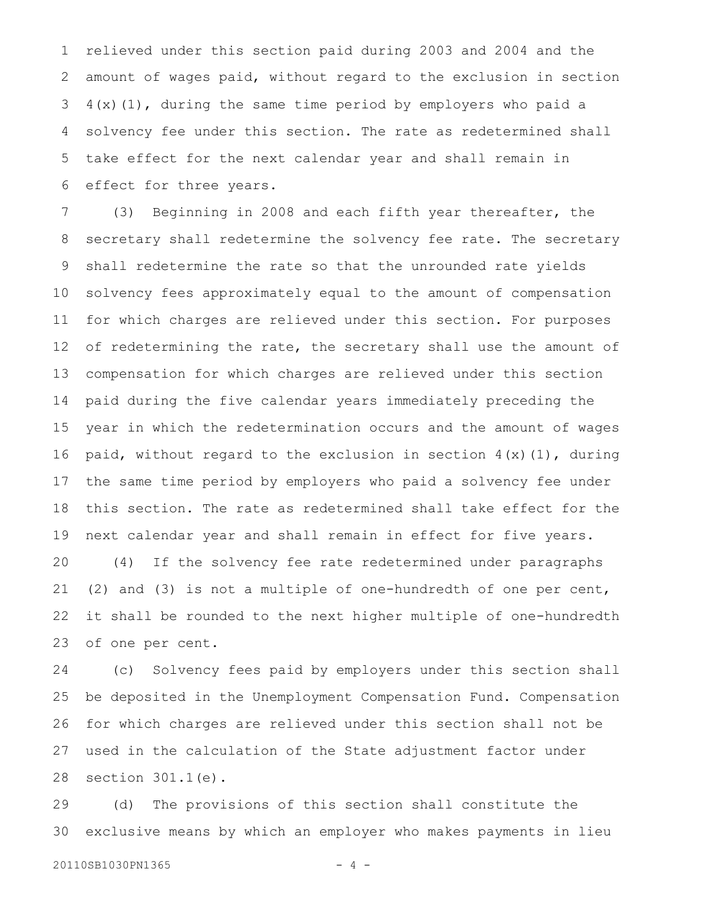relieved under this section paid during 2003 and 2004 and the amount of wages paid, without regard to the exclusion in section 4(x)(1), during the same time period by employers who paid a solvency fee under this section. The rate as redetermined shall take effect for the next calendar year and shall remain in effect for three years.

(3) Beginning in 2008 and each fifth year thereafter, the secretary shall redetermine the solvency fee rate. The secretary shall redetermine the rate so that the unrounded rate yields solvency fees approximately equal to the amount of compensation for which charges are relieved under this section. For purposes of redetermining the rate, the secretary shall use the amount of compensation for which charges are relieved under this section paid during the five calendar years immediately preceding the year in which the redetermination occurs and the amount of wages paid, without regard to the exclusion in section 4(x)(1), during the same time period by employers who paid a solvency fee under this section. The rate as redetermined shall take effect for the next calendar year and shall remain in effect for five years.

(4) If the solvency fee rate redetermined under paragraphs (2) and (3) is not a multiple of one-hundredth of one per cent, it shall be rounded to the next higher multiple of one-hundredth of one per cent.

(c) Solvency fees paid by employers under this section shall be deposited in the Unemployment Compensation Fund. Compensation for which charges are relieved under this section shall not be used in the calculation of the State adjustment factor under section 301.1(e).

(d) The provisions of this section shall constitute the exclusive means by which an employer who makes payments in lieu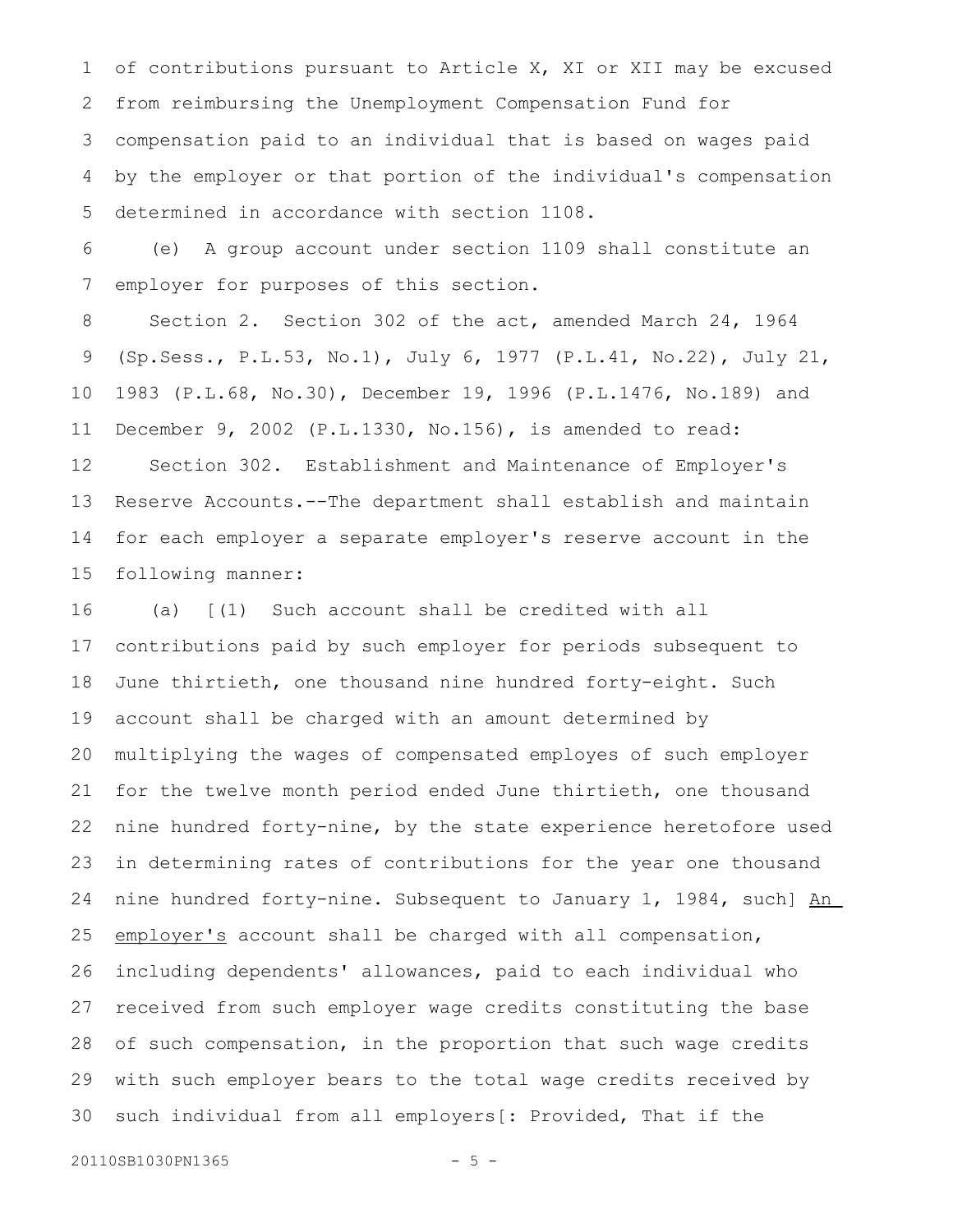of contributions pursuant to Article X, XI or XII may be excused from reimbursing the Unemployment Compensation Fund for compensation paid to an individual that is based on wages paid by the employer or that portion of the individual's compensation determined in accordance with section 1108.

(e) A group account under section 1109 shall constitute an employer for purposes of this section.

Section 2. Section 302 of the act, amended March 24, 1964 (Sp.Sess., P.L.53, No.1), July 6, 1977 (P.L.41, No.22), July 21, 1983 (P.L.68, No.30), December 19, 1996 (P.L.1476, No.189) and December 9, 2002 (P.L.1330, No.156), is amended to read:

Section 302. Establishment and Maintenance of Employer's Reserve Accounts.--The department shall establish and maintain for each employer a separate employer's reserve account in the following manner:

(a) [(1) Such account shall be credited with all contributions paid by such employer for periods subsequent to June thirtieth, one thousand nine hundred forty-eight. Such account shall be charged with an amount determined by multiplying the wages of compensated employes of such employer for the twelve month period ended June thirtieth, one thousand nine hundred forty-nine, by the state experience heretofore used in determining rates of contributions for the year one thousand nine hundred forty-nine. Subsequent to January 1, 1984, such] An employer's account shall be charged with all compensation, including dependents' allowances, paid to each individual who received from such employer wage credits constituting the base of such compensation, in the proportion that such wage credits with such employer bears to the total wage credits received by such individual from all employers[: Provided, That if the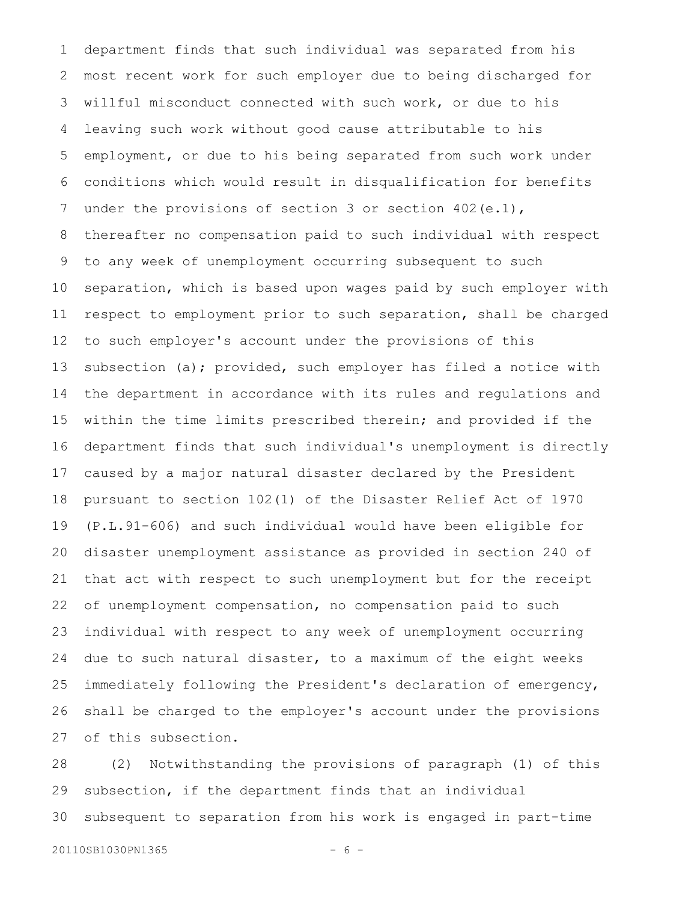department finds that such individual was separated from his most recent work for such employer due to being discharged for willful misconduct connected with such work, or due to his leaving such work without good cause attributable to his employment, or due to his being separated from such work under conditions which would result in disqualification for benefits under the provisions of section 3 or section 402(e.1), thereafter no compensation paid to such individual with respect to any week of unemployment occurring subsequent to such separation, which is based upon wages paid by such employer with respect to employment prior to such separation, shall be charged to such employer's account under the provisions of this subsection (a); provided, such employer has filed a notice with the department in accordance with its rules and regulations and within the time limits prescribed therein; and provided if the department finds that such individual's unemployment is directly caused by a major natural disaster declared by the President pursuant to section 102(1) of the Disaster Relief Act of 1970 (P.L.91-606) and such individual would have been eligible for disaster unemployment assistance as provided in section 240 of that act with respect to such unemployment but for the receipt of unemployment compensation, no compensation paid to such individual with respect to any week of unemployment occurring due to such natural disaster, to a maximum of the eight weeks immediately following the President's declaration of emergency, shall be charged to the employer's account under the provisions of this subsection.

(2) Notwithstanding the provisions of paragraph (1) of this subsection, if the department finds that an individual subsequent to separation from his work is engaged in part-time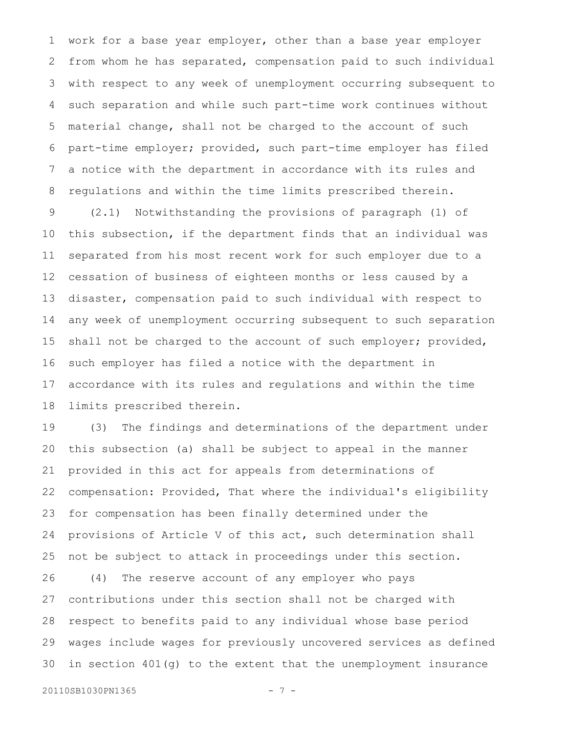work for a base year employer, other than a base year employer from whom he has separated, compensation paid to such individual with respect to any week of unemployment occurring subsequent to such separation and while such part-time work continues without material change, shall not be charged to the account of such part-time employer; provided, such part-time employer has filed a notice with the department in accordance with its rules and regulations and within the time limits prescribed therein.

(2.1) Notwithstanding the provisions of paragraph (1) of this subsection, if the department finds that an individual was separated from his most recent work for such employer due to a cessation of business of eighteen months or less caused by a disaster, compensation paid to such individual with respect to any week of unemployment occurring subsequent to such separation shall not be charged to the account of such employer; provided, such employer has filed a notice with the department in accordance with its rules and regulations and within the time limits prescribed therein.

(3) The findings and determinations of the department under this subsection (a) shall be subject to appeal in the manner provided in this act for appeals from determinations of compensation: Provided, That where the individual's eligibility for compensation has been finally determined under the provisions of Article V of this act, such determination shall not be subject to attack in proceedings under this section.

(4) The reserve account of any employer who pays contributions under this section shall not be charged with respect to benefits paid to any individual whose base period wages include wages for previously uncovered services as defined in section 401(g) to the extent that the unemployment insurance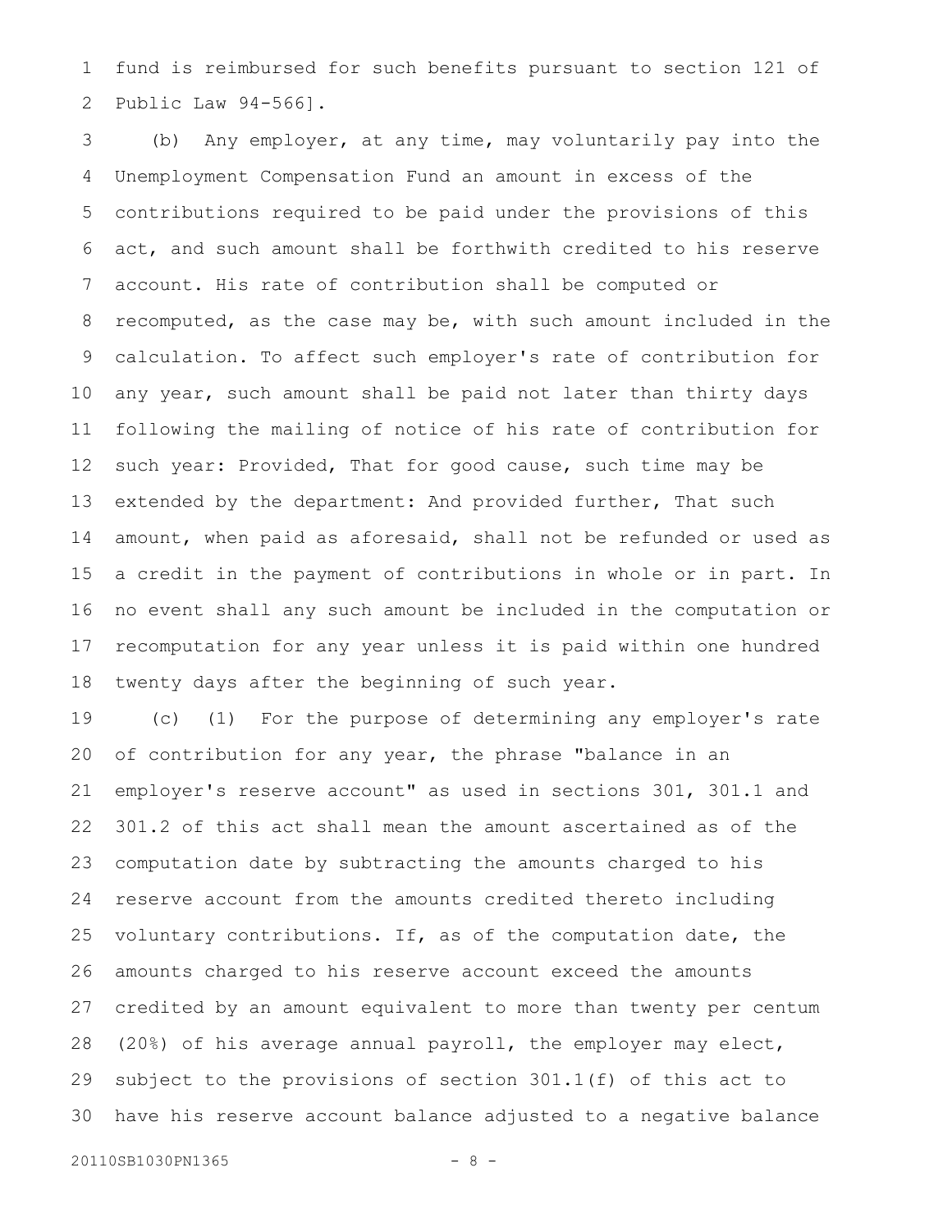fund is reimbursed for such benefits pursuant to section 121 of Public Law 94-566].

(b) Any employer, at any time, may voluntarily pay into the Unemployment Compensation Fund an amount in excess of the contributions required to be paid under the provisions of this act, and such amount shall be forthwith credited to his reserve account. His rate of contribution shall be computed or recomputed, as the case may be, with such amount included in the calculation. To affect such employer's rate of contribution for any year, such amount shall be paid not later than thirty days following the mailing of notice of his rate of contribution for such year: Provided, That for good cause, such time may be extended by the department: And provided further, That such amount, when paid as aforesaid, shall not be refunded or used as a credit in the payment of contributions in whole or in part. In no event shall any such amount be included in the computation or recomputation for any year unless it is paid within one hundred twenty days after the beginning of such year.

(c) (1) For the purpose of determining any employer's rate of contribution for any year, the phrase "balance in an employer's reserve account" as used in sections 301, 301.1 and 301.2 of this act shall mean the amount ascertained as of the computation date by subtracting the amounts charged to his reserve account from the amounts credited thereto including voluntary contributions. If, as of the computation date, the amounts charged to his reserve account exceed the amounts credited by an amount equivalent to more than twenty per centum (20%) of his average annual payroll, the employer may elect, subject to the provisions of section 301.1(f) of this act to have his reserve account balance adjusted to a negative balance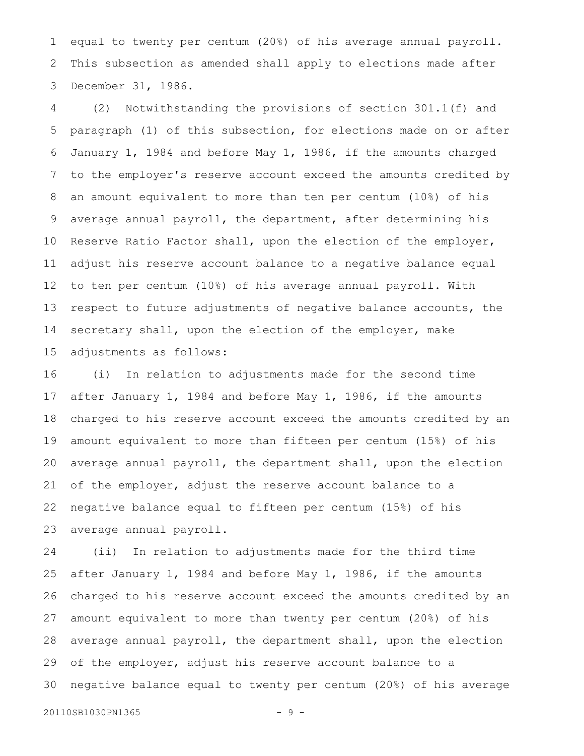equal to twenty per centum (20%) of his average annual payroll. This subsection as amended shall apply to elections made after December 31, 1986.

(2) Notwithstanding the provisions of section 301.1(f) and paragraph (1) of this subsection, for elections made on or after January 1, 1984 and before May 1, 1986, if the amounts charged to the employer's reserve account exceed the amounts credited by an amount equivalent to more than ten per centum (10%) of his average annual payroll, the department, after determining his Reserve Ratio Factor shall, upon the election of the employer, adjust his reserve account balance to a negative balance equal to ten per centum (10%) of his average annual payroll. With respect to future adjustments of negative balance accounts, the secretary shall, upon the election of the employer, make adjustments as follows:

(i) In relation to adjustments made for the second time after January 1, 1984 and before May 1, 1986, if the amounts charged to his reserve account exceed the amounts credited by an amount equivalent to more than fifteen per centum (15%) of his average annual payroll, the department shall, upon the election of the employer, adjust the reserve account balance to a negative balance equal to fifteen per centum (15%) of his average annual payroll.

(ii) In relation to adjustments made for the third time after January 1, 1984 and before May 1, 1986, if the amounts charged to his reserve account exceed the amounts credited by an amount equivalent to more than twenty per centum (20%) of his average annual payroll, the department shall, upon the election of the employer, adjust his reserve account balance to a negative balance equal to twenty per centum (20%) of his average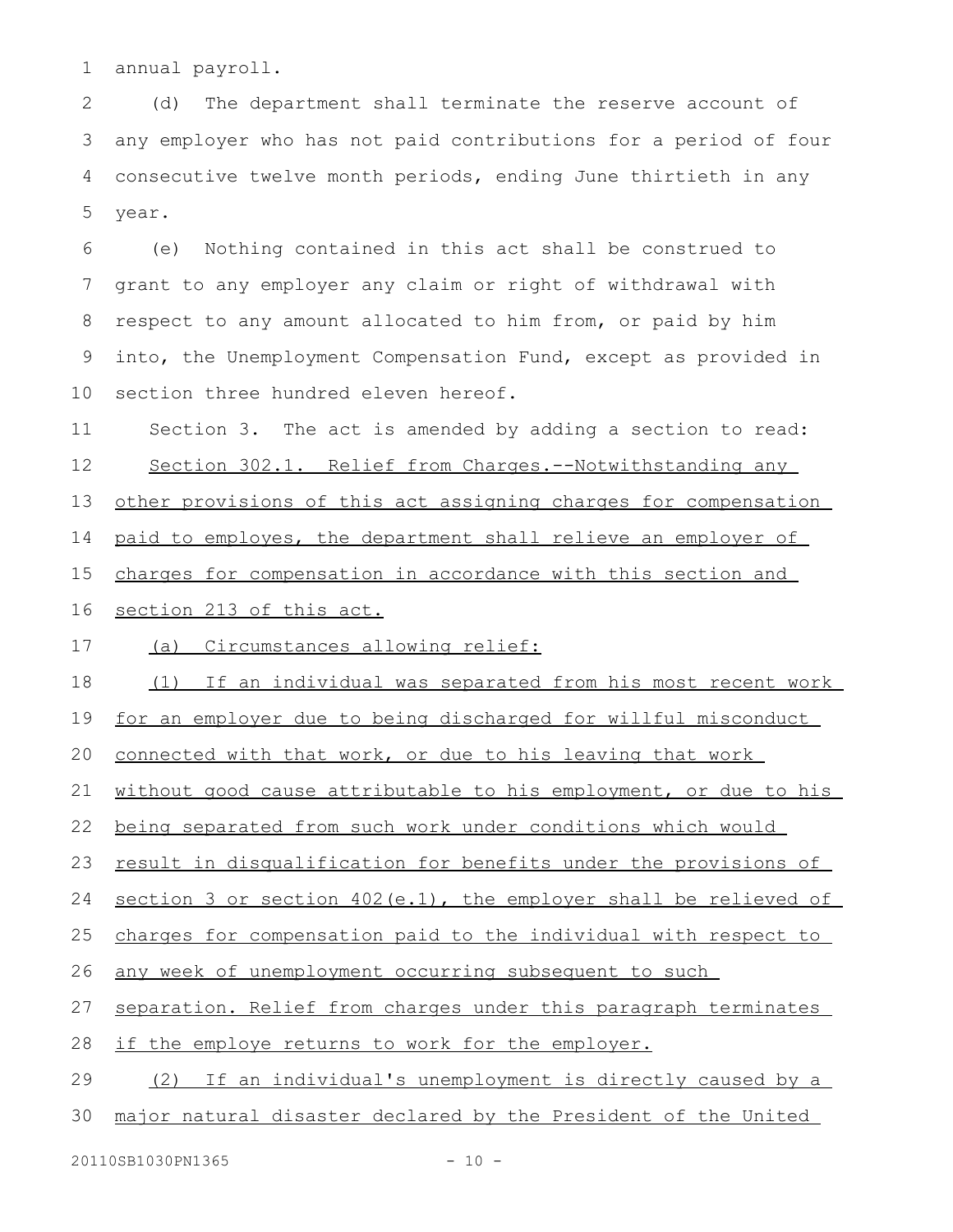annual payroll.

(d) The department shall terminate the reserve account of any employer who has not paid contributions for a period of four consecutive twelve month periods, ending June thirtieth in any year.

(e) Nothing contained in this act shall be construed to grant to any employer any claim or right of withdrawal with respect to any amount allocated to him from, or paid by him into, the Unemployment Compensation Fund, except as provided in section three hundred eleven hereof.

Section 3. The act is amended by adding a section to read:

Section 302.1. Relief from Charges.--Notwithstanding any other provisions of this act assigning charges for compensation paid to employes, the department shall relieve an employer of charges for compensation in accordance with this section and section 213 of this act.

(a) Circumstances allowing relief:

(1) If an individual was separated from his most recent work for an employer due to being discharged for willful misconduct connected with that work, or due to his leaving that work without good cause attributable to his employment, or due to his being separated from such work under conditions which would result in disqualification for benefits under the provisions of section 3 or section 402(e.1), the employer shall be relieved of charges for compensation paid to the individual with respect to any week of unemployment occurring subsequent to such separation. Relief from charges under this paragraph terminates if the employe returns to work for the employer.

(2) If an individual's unemployment is directly caused by a major natural disaster declared by the President of the United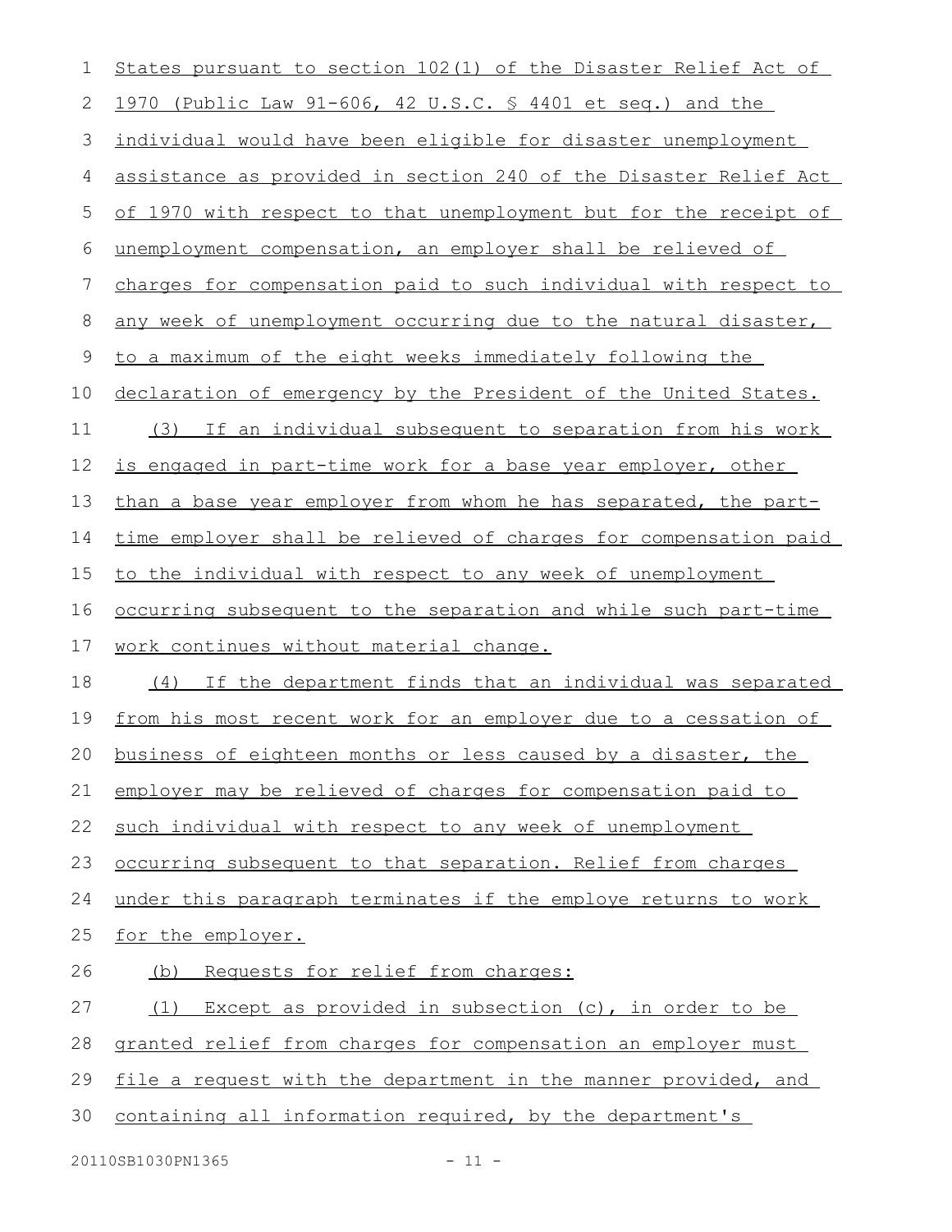States pursuant to section 102(1) of the Disaster Relief Act of 1970 (Public Law 91-606, 42 U.S.C. § 4401 et seq.) and the individual would have been eligible for disaster unemployment assistance as provided in section 240 of the Disaster Relief Act of 1970 with respect to that unemployment but for the receipt of unemployment compensation, an employer shall be relieved of charges for compensation paid to such individual with respect to any week of unemployment occurring due to the natural disaster, to a maximum of the eight weeks immediately following the declaration of emergency by the President of the United States.

(3) If an individual subsequent to separation from his work is engaged in part-time work for a base year employer, other than a base year employer from whom he has separated, the part-time employer shall be relieved of charges for compensation paid to the individual with respect to any week of unemployment occurring subsequent to the separation and while such part-time work continues without material change.

(4) If the department finds that an individual was separated from his most recent work for an employer due to a cessation of business of eighteen months or less caused by a disaster, the employer may be relieved of charges for compensation paid to such individual with respect to any week of unemployment occurring subsequent to that separation. Relief from charges under this paragraph terminates if the employe returns to work for the employer.

(b) Requests for relief from charges:

(1) Except as provided in subsection (c), in order to be granted relief from charges for compensation an employer must file a request with the department in the manner provided, and containing all information required, by the department's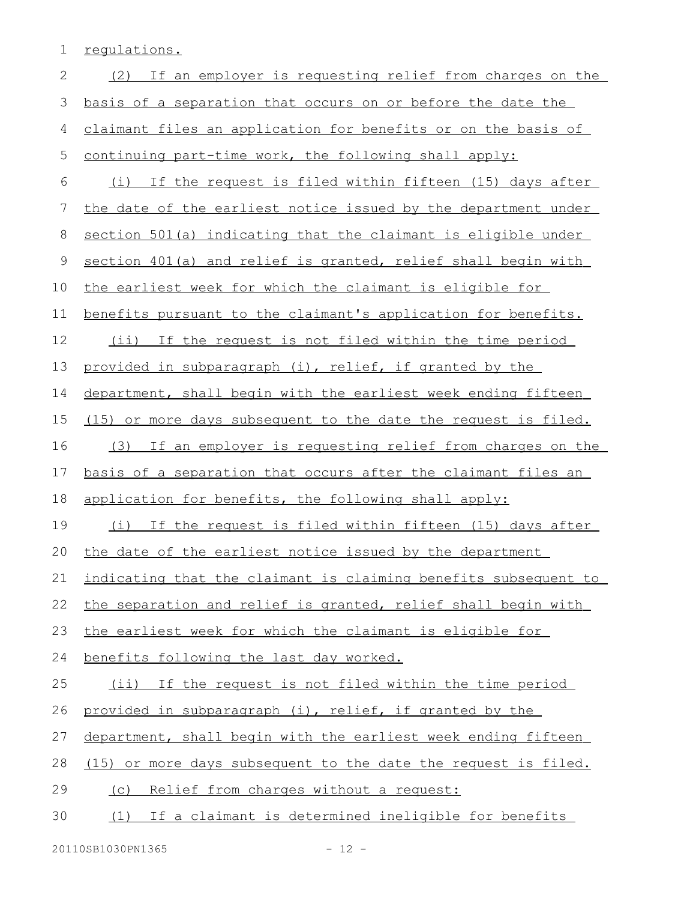regulations.

(2) If an employer is requesting relief from charges on the basis of a separation that occurs on or before the date the claimant files an application for benefits or on the basis of continuing part-time work, the following shall apply:

(i) If the request is filed within fifteen (15) days after the date of the earliest notice issued by the department under section 501(a) indicating that the claimant is eligible under section 401(a) and relief is granted, relief shall begin with the earliest week for which the claimant is eligible for benefits pursuant to the claimant's application for benefits.

(ii) If the request is not filed within the time period provided in subparagraph (i), relief, if granted by the department, shall begin with the earliest week ending fifteen (15) or more days subsequent to the date the request is filed.

(3) If an employer is requesting relief from charges on the basis of a separation that occurs after the claimant files an application for benefits, the following shall apply:

(i) If the request is filed within fifteen (15) days after the date of the earliest notice issued by the department indicating that the claimant is claiming benefits subsequent to the separation and relief is granted, relief shall begin with the earliest week for which the claimant is eligible for benefits following the last day worked.

(ii) If the request is not filed within the time period provided in subparagraph (i), relief, if granted by the department, shall begin with the earliest week ending fifteen (15) or more days subsequent to the date the request is filed.

(c) Relief from charges without a request:

(1) If a claimant is determined ineligible for benefits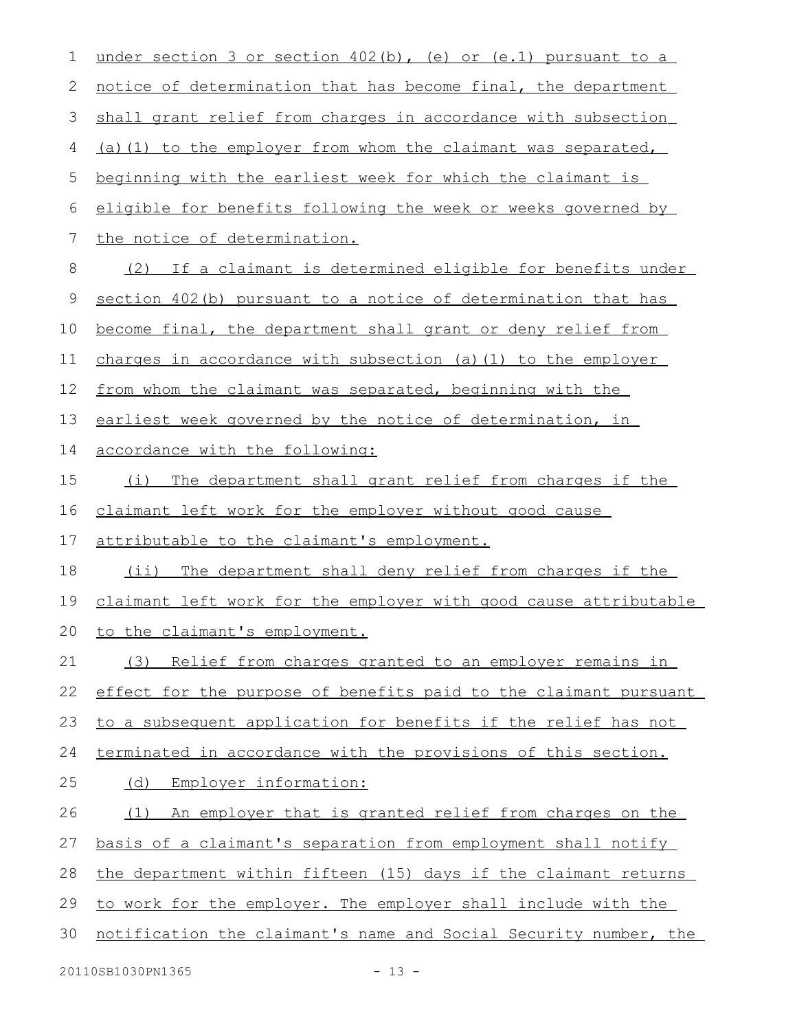under section 3 or section 402(b), (e) or (e.1) pursuant to a notice of determination that has become final, the department shall grant relief from charges in accordance with subsection (a)(1) to the employer from whom the claimant was separated, beginning with the earliest week for which the claimant is eligible for benefits following the week or weeks governed by the notice of determination.

(2) If a claimant is determined eligible for benefits under section 402(b) pursuant to a notice of determination that has become final, the department shall grant or deny relief from charges in accordance with subsection (a)(1) to the employer from whom the claimant was separated, beginning with the earliest week governed by the notice of determination, in accordance with the following:

(i) The department shall grant relief from charges if the claimant left work for the employer without good cause attributable to the claimant's employment.

(ii) The department shall deny relief from charges if the claimant left work for the employer with good cause attributable to the claimant's employment.

(3) Relief from charges granted to an employer remains in effect for the purpose of benefits paid to the claimant pursuant to a subsequent application for benefits if the relief has not terminated in accordance with the provisions of this section.

(d) Employer information:

(1) An employer that is granted relief from charges on the basis of a claimant's separation from employment shall notify the department within fifteen (15) days if the claimant returns to work for the employer. The employer shall include with the notification the claimant's name and Social Security number, the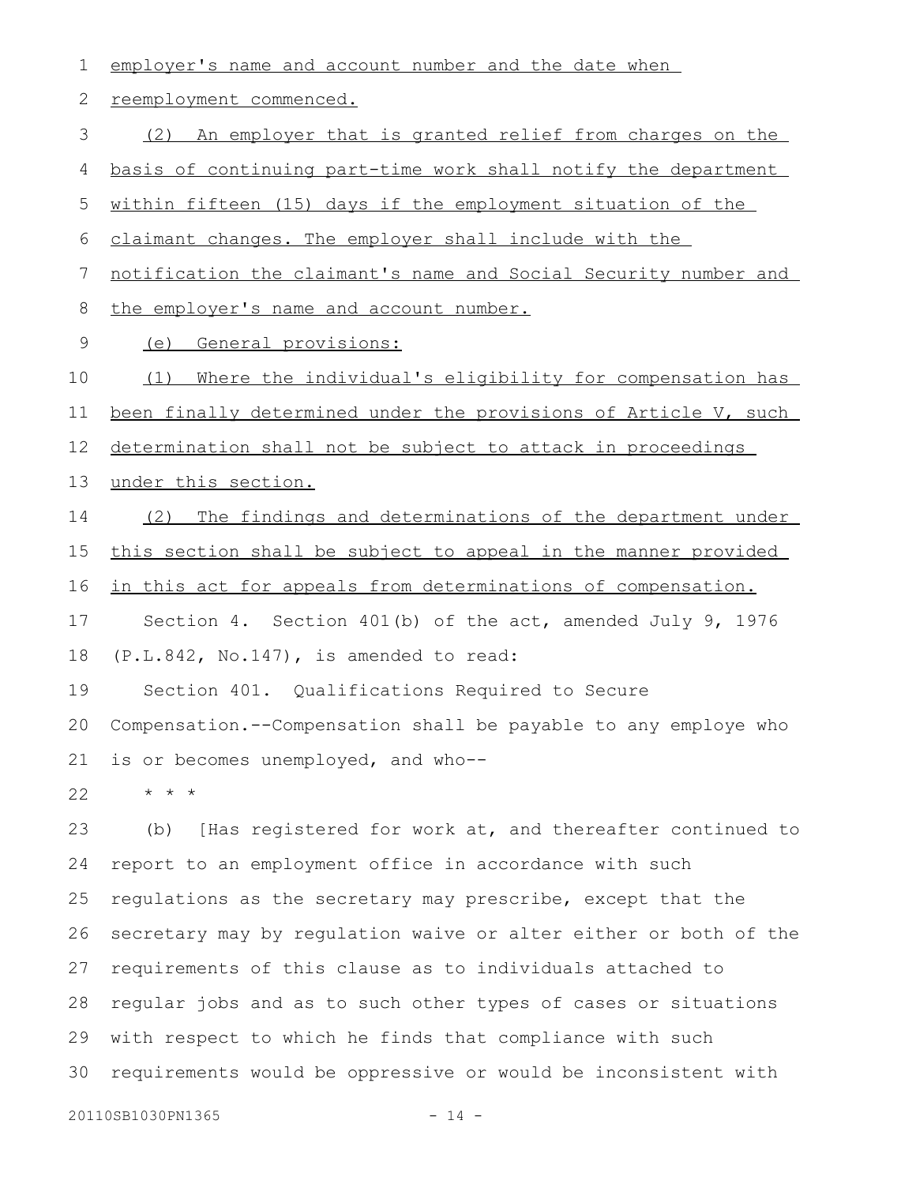employer's name and account number and the date when reemployment commenced.

(2) An employer that is granted relief from charges on the basis of continuing part-time work shall notify the department within fifteen (15) days if the employment situation of the claimant changes. The employer shall include with the notification the claimant's name and Social Security number and the employer's name and account number.

(e) General provisions:

(1) Where the individual's eligibility for compensation has been finally determined under the provisions of Article V, such determination shall not be subject to attack in proceedings under this section.

(2) The findings and determinations of the department under this section shall be subject to appeal in the manner provided in this act for appeals from determinations of compensation.

Section 4. Section 401(b) of the act, amended July 9, 1976 (P.L.842, No.147), is amended to read:

Section 401. Qualifications Required to Secure Compensation.--Compensation shall be payable to any employe who is or becomes unemployed, and who--

\* \* \*

(b) [Has registered for work at, and thereafter continued to report to an employment office in accordance with such regulations as the secretary may prescribe, except that the secretary may by regulation waive or alter either or both of the requirements of this clause as to individuals attached to regular jobs and as to such other types of cases or situations with respect to which he finds that compliance with such requirements would be oppressive or would be inconsistent with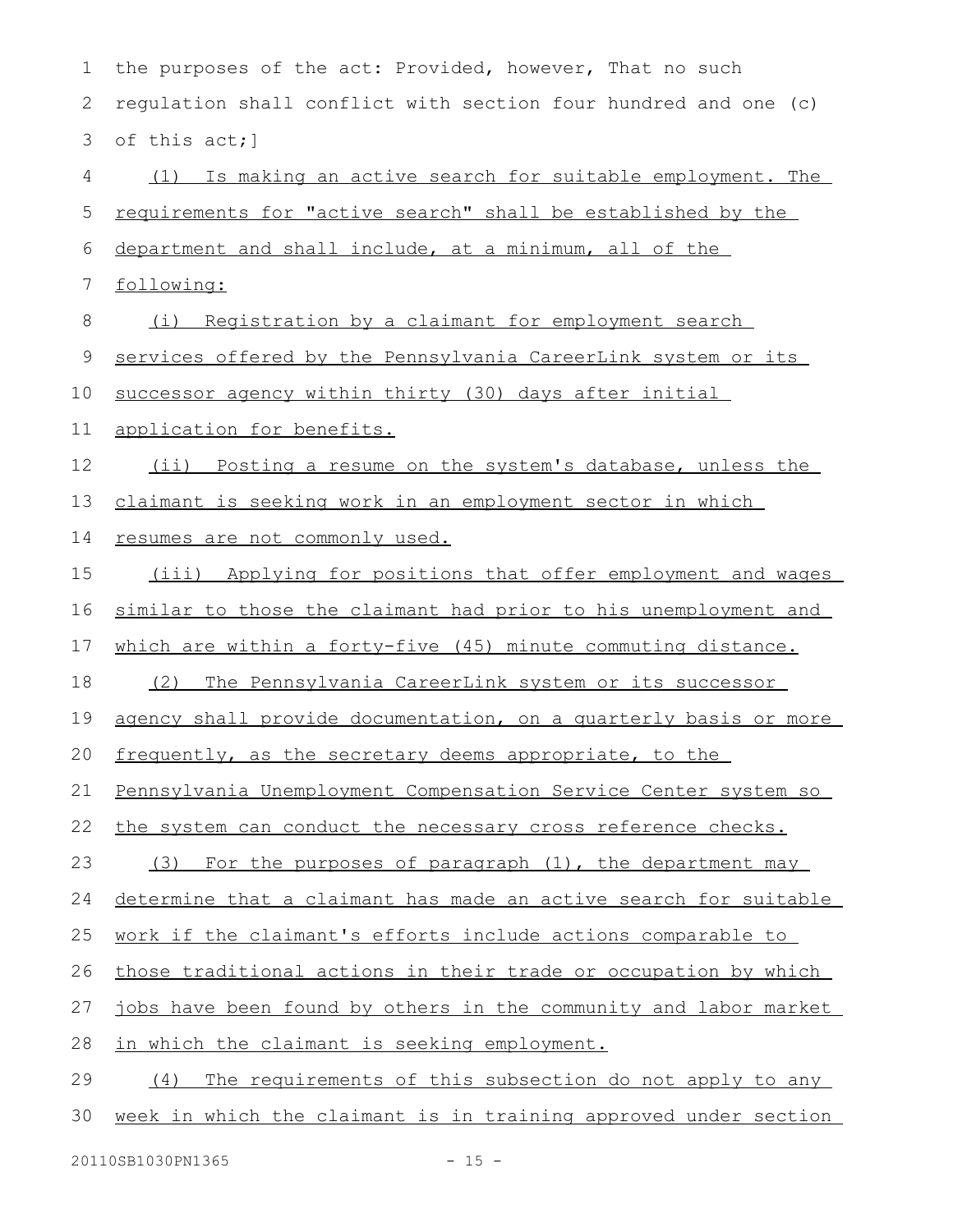the purposes of the act: Provided, however, That no such regulation shall conflict with section four hundred and one (c) of this act;]

(1) Is making an active search for suitable employment. The requirements for "active search" shall be established by the department and shall include, at a minimum, all of the following:

(i) Registration by a claimant for employment search services offered by the Pennsylvania CareerLink system or its successor agency within thirty (30) days after initial application for benefits.

(ii) Posting a resume on the system's database, unless the claimant is seeking work in an employment sector in which resumes are not commonly used.

(iii) Applying for positions that offer employment and wages similar to those the claimant had prior to his unemployment and which are within a forty-five (45) minute commuting distance.

(2) The Pennsylvania CareerLink system or its successor agency shall provide documentation, on a quarterly basis or more frequently, as the secretary deems appropriate, to the Pennsylvania Unemployment Compensation Service Center system so the system can conduct the necessary cross reference checks.

(3) For the purposes of paragraph (1), the department may determine that a claimant has made an active search for suitable work if the claimant's efforts include actions comparable to those traditional actions in their trade or occupation by which jobs have been found by others in the community and labor market in which the claimant is seeking employment.

(4) The requirements of this subsection do not apply to any week in which the claimant is in training approved under section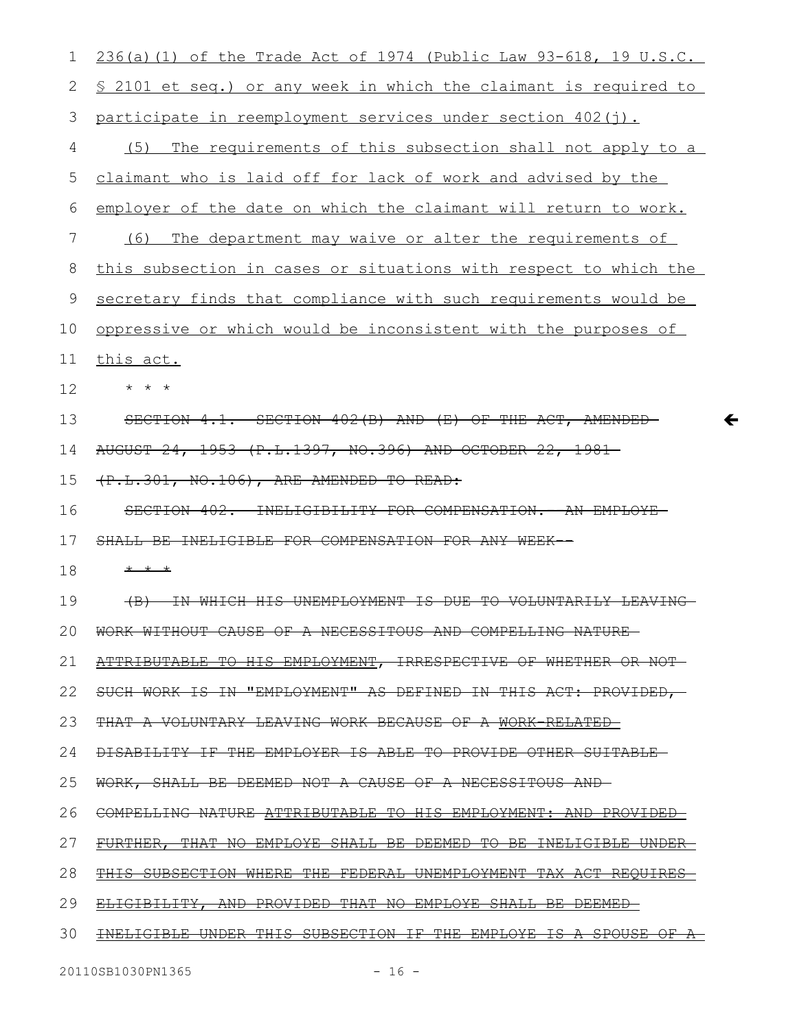236(a)(1) of the Trade Act of 1974 (Public Law 93-618, 19 U.S.C. § 2101 et seq.) or any week in which the claimant is required to participate in reemployment services under section 402(j).

(5) The requirements of this subsection shall not apply to a claimant who is laid off for lack of work and advised by the employer of the date on which the claimant will return to work.

(6) The department may waive or alter the requirements of this subsection in cases or situations with respect to which the secretary finds that compliance with such requirements would be oppressive or which would be inconsistent with the purposes of this act.

\* \* \*

~~SECTION 4.1. SECTION 402(B) AND (E) OF THE ACT, AMENDED AUGUST 24, 1953 (P.L.1397, NO.396) AND OCTOBER 22, 1981 (P.L.301, NO.106), ARE AMENDED TO READ:~~

~~SECTION 402. INELIGIBILITY FOR COMPENSATION. AN EMPLOYE SHALL BE INELIGIBLE FOR COMPENSATION FOR ANY WEEK--~~

~~\* \* \*~~

~~(B) IN WHICH HIS UNEMPLOYMENT IS DUE TO VOLUNTARILY LEAVING WORK WITHOUT CAUSE OF A NECESSITOUS AND COMPELLING NATURE ATTRIBUTABLE TO HIS EMPLOYMENT, IRRESPECTIVE OF WHETHER OR NOT SUCH WORK IS IN "EMPLOYMENT" AS DEFINED IN THIS ACT: PROVIDED, THAT A VOLUNTARY LEAVING WORK BECAUSE OF A WORK-RELATED DISABILITY IF THE EMPLOYER IS ABLE TO PROVIDE OTHER SUITABLE WORK, SHALL BE DEEMED NOT A CAUSE OF A NECESSITOUS AND COMPELLING NATURE ATTRIBUTABLE TO HIS EMPLOYMENT: AND PROVIDED FURTHER, THAT NO EMPLOYE SHALL BE DEEMED TO BE INELIGIBLE UNDER THIS SUBSECTION WHERE THE FEDERAL UNEMPLOYMENT TAX ACT REQUIRES ELIGIBILITY, AND PROVIDED THAT NO EMPLOYE SHALL BE DEEMED INELIGIBLE UNDER THIS SUBSECTION IF THE EMPLOYE IS A SPOUSE OF A~~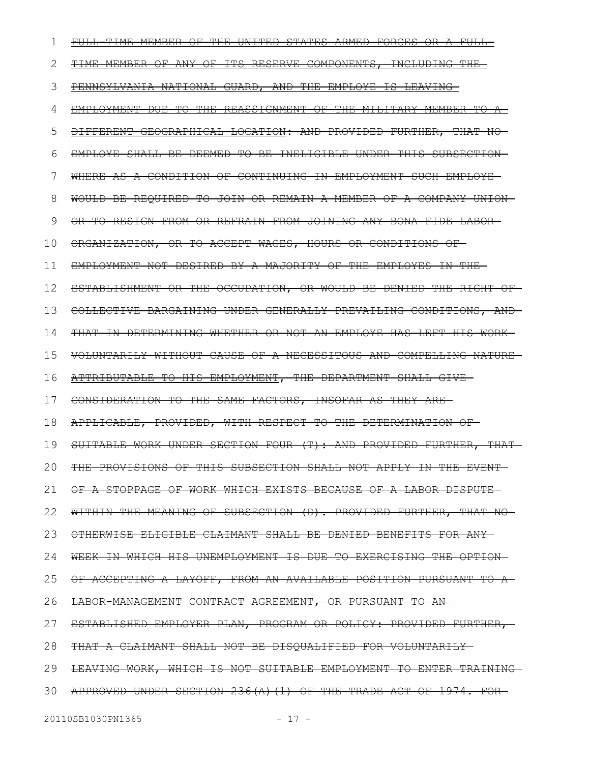~~FULL-TIME MEMBER OF THE UNITED STATES ARMED FORCES OR A FULL-TIME MEMBER OF ANY OF ITS RESERVE COMPONENTS, INCLUDING THE PENNSYLVANIA NATIONAL GUARD, AND THE EMPLOYE IS LEAVING EMPLOYMENT DUE TO THE REASSIGNMENT OF THE MILITARY MEMBER TO A DIFFERENT GEOGRAPHICAL LOCATION: AND PROVIDED FURTHER, THAT NO EMPLOYE SHALL BE DEEMED TO BE INELIGIBLE UNDER THIS SUBSECTION WHERE AS A CONDITION OF CONTINUING IN EMPLOYMENT SUCH EMPLOYE WOULD BE REQUIRED TO JOIN OR REMAIN A MEMBER OF A COMPANY UNION OR TO RESIGN FROM OR REFRAIN FROM JOINING ANY BONA FIDE LABOR ORGANIZATION, OR TO ACCEPT WAGES, HOURS OR CONDITIONS OF EMPLOYMENT NOT DESIRED BY A MAJORITY OF THE EMPLOYES IN THE ESTABLISHMENT OR THE OCCUPATION, OR WOULD BE DENIED THE RIGHT OF COLLECTIVE BARGAINING UNDER GENERALLY PREVAILING CONDITIONS, AND THAT IN DETERMINING WHETHER OR NOT AN EMPLOYE HAS LEFT HIS WORK VOLUNTARILY WITHOUT CAUSE OF A NECESSITOUS AND COMPELLING NATURE ATTRIBUTABLE TO HIS EMPLOYMENT, THE DEPARTMENT SHALL GIVE CONSIDERATION TO THE SAME FACTORS, INSOFAR AS THEY ARE APPLICABLE, PROVIDED, WITH RESPECT TO THE DETERMINATION OF SUITABLE WORK UNDER SECTION FOUR (T): AND PROVIDED FURTHER, THAT THE PROVISIONS OF THIS SUBSECTION SHALL NOT APPLY IN THE EVENT OF A STOPPAGE OF WORK WHICH EXISTS BECAUSE OF A LABOR DISPUTE WITHIN THE MEANING OF SUBSECTION (D). PROVIDED FURTHER, THAT NO OTHERWISE ELIGIBLE CLAIMANT SHALL BE DENIED BENEFITS FOR ANY WEEK IN WHICH HIS UNEMPLOYMENT IS DUE TO EXERCISING THE OPTION OF ACCEPTING A LAYOFF, FROM AN AVAILABLE POSITION PURSUANT TO A LABOR-MANAGEMENT CONTRACT AGREEMENT, OR PURSUANT TO AN ESTABLISHED EMPLOYER PLAN, PROGRAM OR POLICY: PROVIDED FURTHER, THAT A CLAIMANT SHALL NOT BE DISQUALIFIED FOR VOLUNTARILY LEAVING WORK, WHICH IS NOT SUITABLE EMPLOYMENT TO ENTER TRAINING APPROVED UNDER SECTION 236(A)(1) OF THE TRADE ACT OF 1974. FOR~~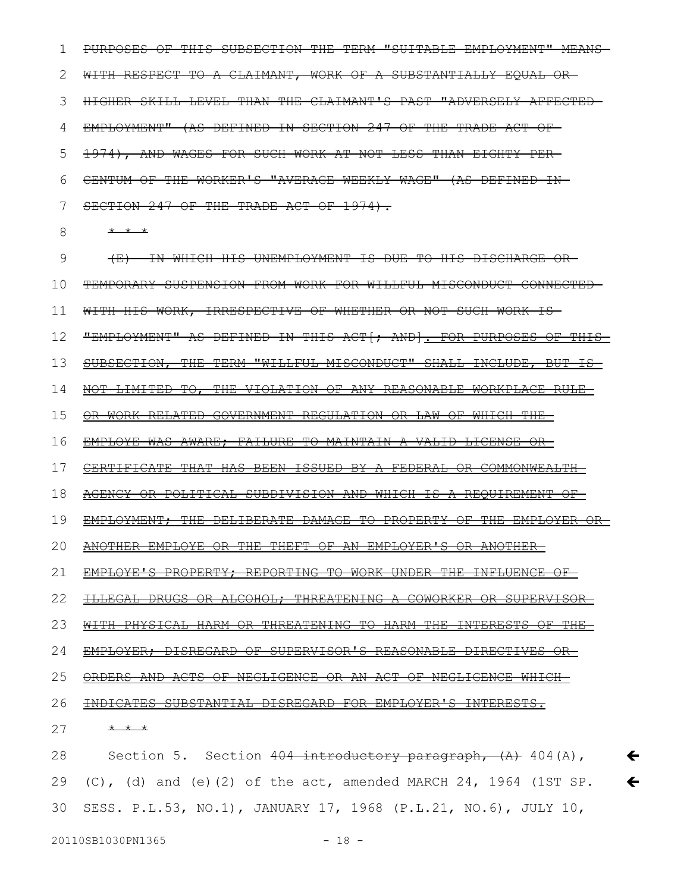~~PURPOSES OF THIS SUBSECTION THE TERM "SUITABLE EMPLOYMENT" MEANS WITH RESPECT TO A CLAIMANT, WORK OF A SUBSTANTIALLY EQUAL OR HIGHER SKILL LEVEL THAN THE CLAIMANT'S PAST "ADVERSELY AFFECTED EMPLOYMENT" (AS DEFINED IN SECTION 247 OF THE TRADE ACT OF 1974), AND WAGES FOR SUCH WORK AT NOT LESS THAN EIGHTY PER CENTUM OF THE WORKER'S "AVERAGE WEEKLY WAGE" (AS DEFINED IN SECTION 247 OF THE TRADE ACT OF 1974).~~

~~* * *~~

~~(E) IN WHICH HIS UNEMPLOYMENT IS DUE TO HIS DISCHARGE OR TEMPORARY SUSPENSION FROM WORK FOR WILLFUL MISCONDUCT CONNECTED WITH HIS WORK, IRRESPECTIVE OF WHETHER OR NOT SUCH WORK IS "EMPLOYMENT" AS DEFINED IN THIS ACT[; AND]. FOR PURPOSES OF THIS SUBSECTION, THE TERM "WILLFUL MISCONDUCT" SHALL INCLUDE, BUT IS NOT LIMITED TO, THE VIOLATION OF ANY REASONABLE WORKPLACE RULE OR WORK RELATED GOVERNMENT REGULATION OR LAW OF WHICH THE EMPLOYE WAS AWARE; FAILURE TO MAINTAIN A VALID LICENSE OR CERTIFICATE THAT HAS BEEN ISSUED BY A FEDERAL OR COMMONWEALTH AGENCY OR POLITICAL SUBDIVISION AND WHICH IS A REQUIREMENT OF EMPLOYMENT; THE DELIBERATE DAMAGE TO PROPERTY OF THE EMPLOYER OR ANOTHER EMPLOYE OR THE THEFT OF AN EMPLOYER'S OR ANOTHER EMPLOYE'S PROPERTY; REPORTING TO WORK UNDER THE INFLUENCE OF ILLEGAL DRUGS OR ALCOHOL; THREATENING A COWORKER OR SUPERVISOR WITH PHYSICAL HARM OR THREATENING TO HARM THE INTERESTS OF THE EMPLOYER; DISREGARD OF SUPERVISOR'S REASONABLE DIRECTIVES OR ORDERS AND ACTS OF NEGLIGENCE OR AN ACT OF NEGLIGENCE WHICH INDICATES SUBSTANTIAL DISREGARD FOR EMPLOYER'S INTERESTS.~~

~~* * *~~

Section 5. Section ~~404 introductory paragraph, (A)~~ 404(A), (C), (d) and (e)(2) of the act, amended MARCH 24, 1964 (1ST SP. SESS. P.L.53, NO.1), JANUARY 17, 1968 (P.L.21, NO.6), JULY 10,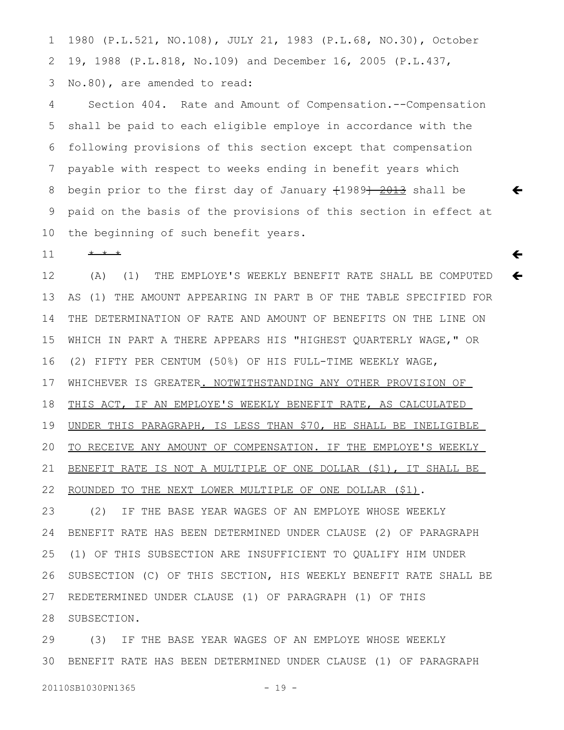1980 (P.L.521, NO.108), JULY 21, 1983 (P.L.68, NO.30), October 19, 1988 (P.L.818, No.109) and December 16, 2005 (P.L.437, No.80), are amended to read:

Section 404. Rate and Amount of Compensation.--Compensation shall be paid to each eligible employe in accordance with the following provisions of this section except that compensation payable with respect to weeks ending in benefit years which begin prior to the first day of January [1989] ~~2013~~ shall be paid on the basis of the provisions of this section in effect at the beginning of such benefit years.

~~* * *~~

(A) (1) THE EMPLOYE'S WEEKLY BENEFIT RATE SHALL BE COMPUTED AS (1) THE AMOUNT APPEARING IN PART B OF THE TABLE SPECIFIED FOR THE DETERMINATION OF RATE AND AMOUNT OF BENEFITS ON THE LINE ON WHICH IN PART A THERE APPEARS HIS "HIGHEST QUARTERLY WAGE," OR (2) FIFTY PER CENTUM (50%) OF HIS FULL-TIME WEEKLY WAGE, WHICHEVER IS GREATER. NOTWITHSTANDING ANY OTHER PROVISION OF THIS ACT, IF AN EMPLOYE'S WEEKLY BENEFIT RATE, AS CALCULATED UNDER THIS PARAGRAPH, IS LESS THAN $70, HE SHALL BE INELIGIBLE TO RECEIVE ANY AMOUNT OF COMPENSATION. IF THE EMPLOYE'S WEEKLY BENEFIT RATE IS NOT A MULTIPLE OF ONE DOLLAR ($1), IT SHALL BE ROUNDED TO THE NEXT LOWER MULTIPLE OF ONE DOLLAR ($1).

(2) IF THE BASE YEAR WAGES OF AN EMPLOYE WHOSE WEEKLY BENEFIT RATE HAS BEEN DETERMINED UNDER CLAUSE (2) OF PARAGRAPH (1) OF THIS SUBSECTION ARE INSUFFICIENT TO QUALIFY HIM UNDER SUBSECTION (C) OF THIS SECTION, HIS WEEKLY BENEFIT RATE SHALL BE REDETERMINED UNDER CLAUSE (1) OF PARAGRAPH (1) OF THIS SUBSECTION.

(3) IF THE BASE YEAR WAGES OF AN EMPLOYE WHOSE WEEKLY BENEFIT RATE HAS BEEN DETERMINED UNDER CLAUSE (1) OF PARAGRAPH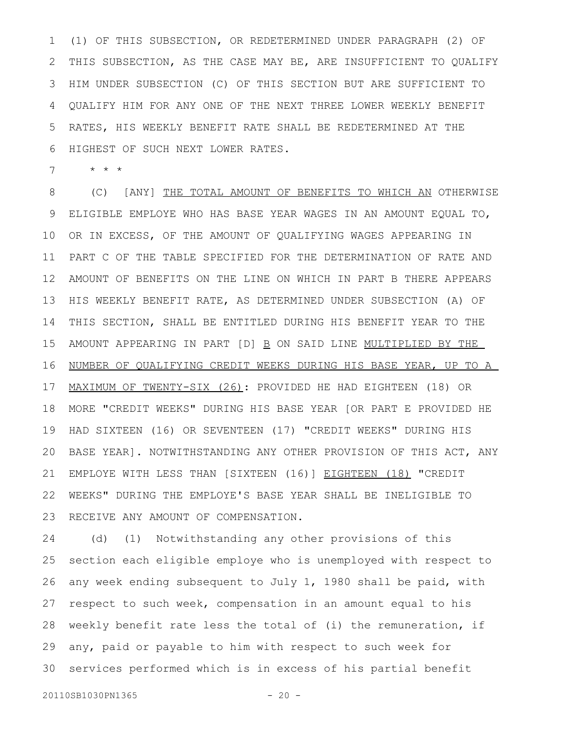(1) OF THIS SUBSECTION, OR REDETERMINED UNDER PARAGRAPH (2) OF THIS SUBSECTION, AS THE CASE MAY BE, ARE INSUFFICIENT TO QUALIFY HIM UNDER SUBSECTION (C) OF THIS SECTION BUT ARE SUFFICIENT TO QUALIFY HIM FOR ANY ONE OF THE NEXT THREE LOWER WEEKLY BENEFIT RATES, HIS WEEKLY BENEFIT RATE SHALL BE REDETERMINED AT THE HIGHEST OF SUCH NEXT LOWER RATES.

\* \* \*

(C) [ANY] <u>THE TOTAL AMOUNT OF BENEFITS TO WHICH AN</u> OTHERWISE ELIGIBLE EMPLOYE WHO HAS BASE YEAR WAGES IN AN AMOUNT EQUAL TO, OR IN EXCESS, OF THE AMOUNT OF QUALIFYING WAGES APPEARING IN PART C OF THE TABLE SPECIFIED FOR THE DETERMINATION OF RATE AND AMOUNT OF BENEFITS ON THE LINE ON WHICH IN PART B THERE APPEARS HIS WEEKLY BENEFIT RATE, AS DETERMINED UNDER SUBSECTION (A) OF THIS SECTION, SHALL BE ENTITLED DURING HIS BENEFIT YEAR TO THE AMOUNT APPEARING IN PART [D] <u>B</u> ON SAID LINE <u>MULTIPLIED BY THE NUMBER OF QUALIFYING CREDIT WEEKS DURING HIS BASE YEAR, UP TO A MAXIMUM OF TWENTY-SIX (26)</u>: PROVIDED HE HAD EIGHTEEN (18) OR MORE "CREDIT WEEKS" DURING HIS BASE YEAR [OR PART E PROVIDED HE HAD SIXTEEN (16) OR SEVENTEEN (17) "CREDIT WEEKS" DURING HIS BASE YEAR]. NOTWITHSTANDING ANY OTHER PROVISION OF THIS ACT, ANY EMPLOYE WITH LESS THAN [SIXTEEN (16)] <u>EIGHTEEN (18)</u> "CREDIT WEEKS" DURING THE EMPLOYE'S BASE YEAR SHALL BE INELIGIBLE TO RECEIVE ANY AMOUNT OF COMPENSATION.

(d) (1) Notwithstanding any other provisions of this section each eligible employe who is unemployed with respect to any week ending subsequent to July 1, 1980 shall be paid, with respect to such week, compensation in an amount equal to his weekly benefit rate less the total of (i) the remuneration, if any, paid or payable to him with respect to such week for services performed which is in excess of his partial benefit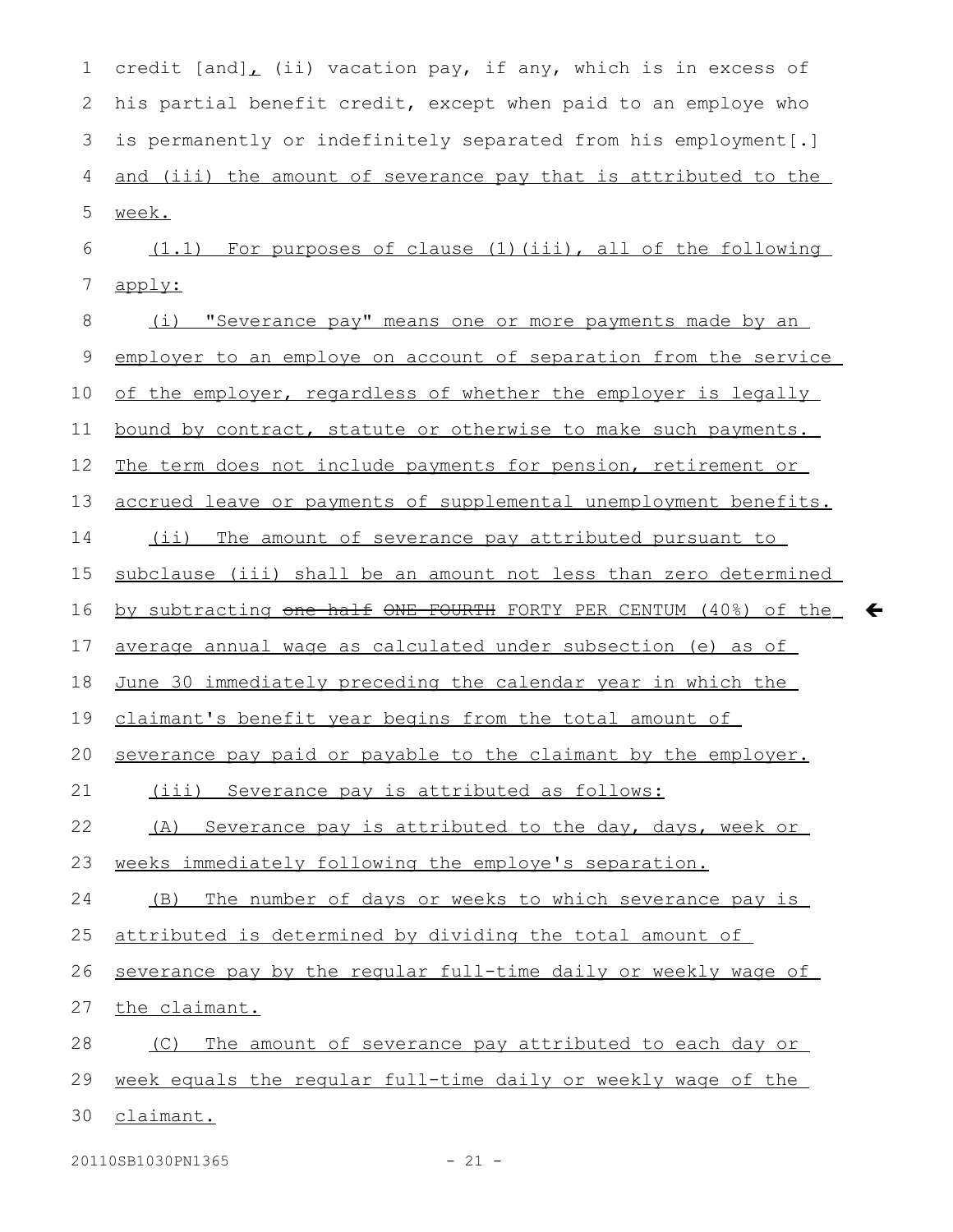credit [and], (ii) vacation pay, if any, which is in excess of his partial benefit credit, except when paid to an employe who is permanently or indefinitely separated from his employment[.] <u>and (iii) the amount of severance pay that is attributed to the week.</u>

<u>(1.1) For purposes of clause (1)(iii), all of the following apply:</u>

<u>(i) "Severance pay" means one or more payments made by an employer to an employe on account of separation from the service of the employer, regardless of whether the employer is legally bound by contract, statute or otherwise to make such payments. The term does not include payments for pension, retirement or accrued leave or payments of supplemental unemployment benefits.</u>

<u>(ii) The amount of severance pay attributed pursuant to subclause (iii) shall be an amount not less than zero determined by subtracting ~~one-half~~ ~~ONE-FOURTH~~ FORTY PER CENTUM (40%) of the average annual wage as calculated under subsection (e) as of June 30 immediately preceding the calendar year in which the claimant's benefit year begins from the total amount of severance pay paid or payable to the claimant by the employer.</u>

<u>(iii) Severance pay is attributed as follows:</u>

<u>(A) Severance pay is attributed to the day, days, week or weeks immediately following the employe's separation.</u>

<u>(B) The number of days or weeks to which severance pay is attributed is determined by dividing the total amount of severance pay by the regular full-time daily or weekly wage of the claimant.</u>

<u>(C) The amount of severance pay attributed to each day or week equals the regular full-time daily or weekly wage of the claimant.</u>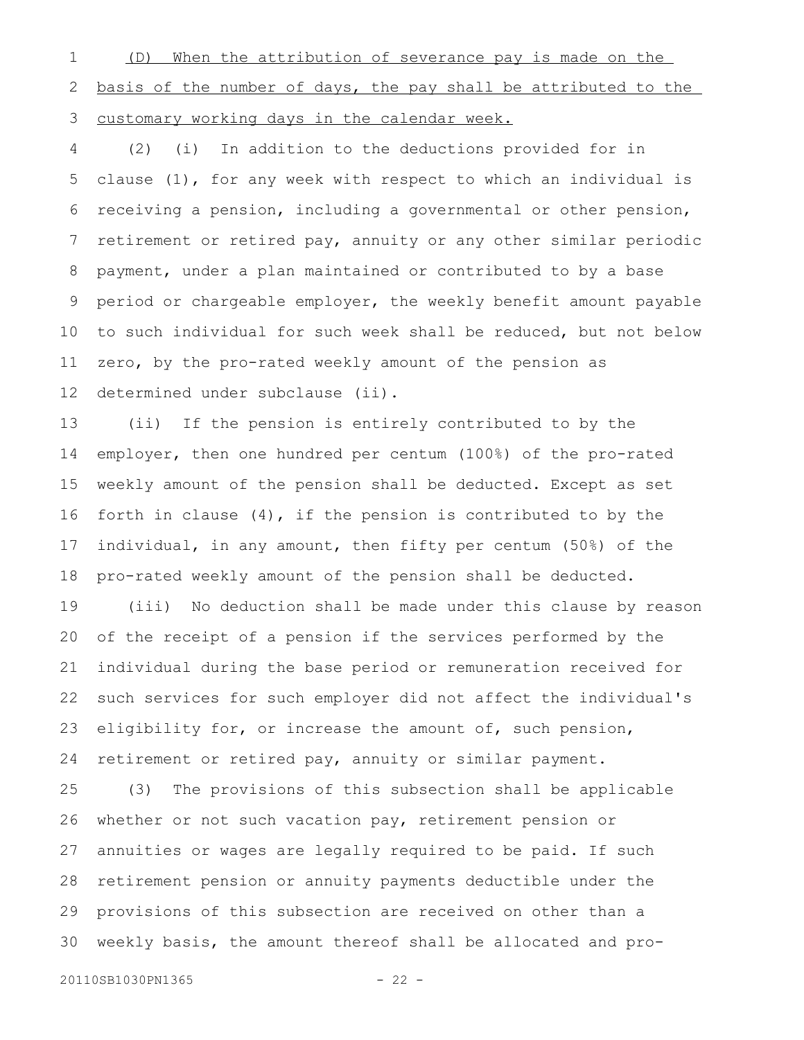(D) When the attribution of severance pay is made on the basis of the number of days, the pay shall be attributed to the customary working days in the calendar week.

(2) (i) In addition to the deductions provided for in clause (1), for any week with respect to which an individual is receiving a pension, including a governmental or other pension, retirement or retired pay, annuity or any other similar periodic payment, under a plan maintained or contributed to by a base period or chargeable employer, the weekly benefit amount payable to such individual for such week shall be reduced, but not below zero, by the pro-rated weekly amount of the pension as determined under subclause (ii).

(ii) If the pension is entirely contributed to by the employer, then one hundred per centum (100%) of the pro-rated weekly amount of the pension shall be deducted. Except as set forth in clause (4), if the pension is contributed to by the individual, in any amount, then fifty per centum (50%) of the pro-rated weekly amount of the pension shall be deducted.

(iii) No deduction shall be made under this clause by reason of the receipt of a pension if the services performed by the individual during the base period or remuneration received for such services for such employer did not affect the individual's eligibility for, or increase the amount of, such pension, retirement or retired pay, annuity or similar payment.

(3) The provisions of this subsection shall be applicable whether or not such vacation pay, retirement pension or annuities or wages are legally required to be paid. If such retirement pension or annuity payments deductible under the provisions of this subsection are received on other than a weekly basis, the amount thereof shall be allocated and pro-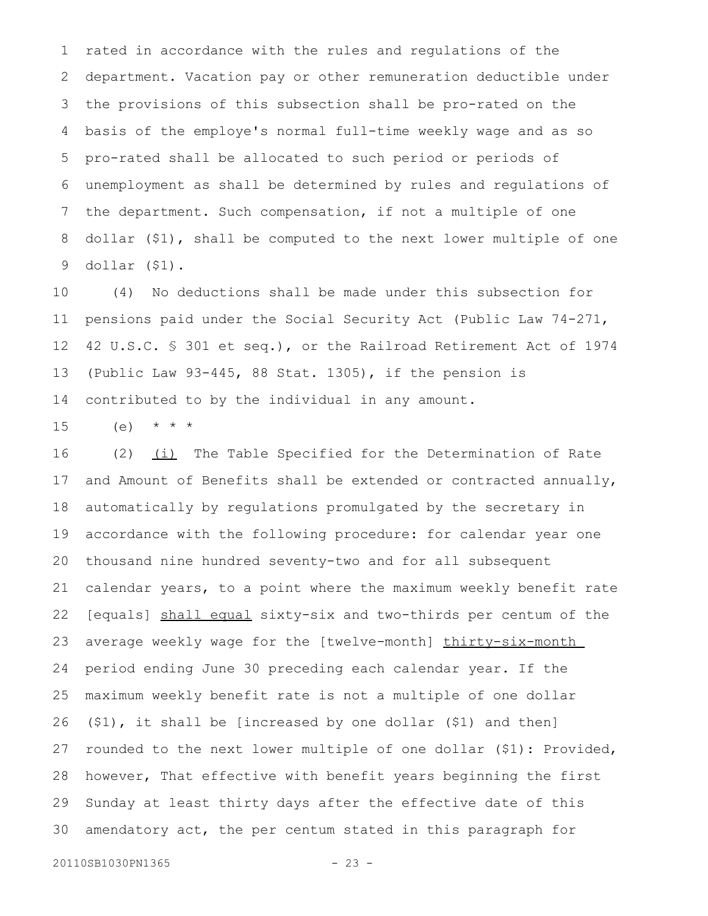rated in accordance with the rules and regulations of the department. Vacation pay or other remuneration deductible under the provisions of this subsection shall be pro-rated on the basis of the employe's normal full-time weekly wage and as so pro-rated shall be allocated to such period or periods of unemployment as shall be determined by rules and regulations of the department. Such compensation, if not a multiple of one dollar ($1), shall be computed to the next lower multiple of one dollar ($1).

(4) No deductions shall be made under this subsection for pensions paid under the Social Security Act (Public Law 74-271, 42 U.S.C. § 301 et seq.), or the Railroad Retirement Act of 1974 (Public Law 93-445, 88 Stat. 1305), if the pension is contributed to by the individual in any amount.

(e) * * *

(2) <u>(i)</u> The Table Specified for the Determination of Rate and Amount of Benefits shall be extended or contracted annually, automatically by regulations promulgated by the secretary in accordance with the following procedure: for calendar year one thousand nine hundred seventy-two and for all subsequent calendar years, to a point where the maximum weekly benefit rate [equals] <u>shall equal</u> sixty-six and two-thirds per centum of the average weekly wage for the [twelve-month] <u>thirty-six-month</u> period ending June 30 preceding each calendar year. If the maximum weekly benefit rate is not a multiple of one dollar ($1), it shall be [increased by one dollar ($1) and then] rounded to the next lower multiple of one dollar ($1): Provided, however, That effective with benefit years beginning the first Sunday at least thirty days after the effective date of this amendatory act, the per centum stated in this paragraph for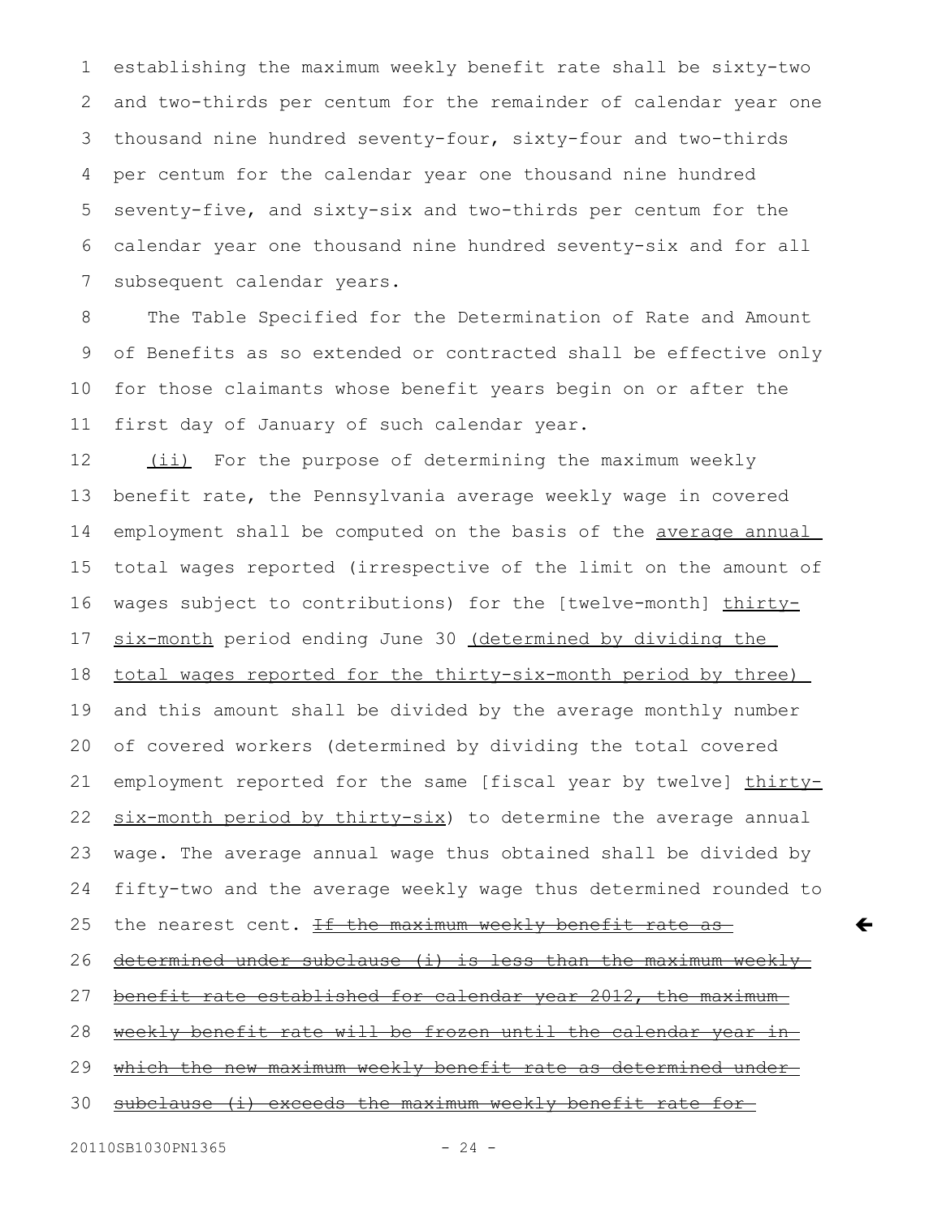establishing the maximum weekly benefit rate shall be sixty-two and two-thirds per centum for the remainder of calendar year one thousand nine hundred seventy-four, sixty-four and two-thirds per centum for the calendar year one thousand nine hundred seventy-five, and sixty-six and two-thirds per centum for the calendar year one thousand nine hundred seventy-six and for all subsequent calendar years.

The Table Specified for the Determination of Rate and Amount of Benefits as so extended or contracted shall be effective only for those claimants whose benefit years begin on or after the first day of January of such calendar year.

<u>(ii)</u> For the purpose of determining the maximum weekly benefit rate, the Pennsylvania average weekly wage in covered employment shall be computed on the basis of the <u>average annual</u> total wages reported (irrespective of the limit on the amount of wages subject to contributions) for the [twelve-month] <u>thirty-six-month</u> period ending June 30 <u>(determined by dividing the total wages reported for the thirty-six-month period by three)</u> and this amount shall be divided by the average monthly number of covered workers (determined by dividing the total covered employment reported for the same [fiscal year by twelve] <u>thirty-six-month period by thirty-six</u>) to determine the average annual wage. The average annual wage thus obtained shall be divided by fifty-two and the average weekly wage thus determined rounded to the nearest cent. ~~If the maximum weekly benefit rate as determined under subclause (i) is less than the maximum weekly benefit rate established for calendar year 2012, the maximum weekly benefit rate will be frozen until the calendar year in which the new maximum weekly benefit rate as determined under subclause (i) exceeds the maximum weekly benefit rate for~~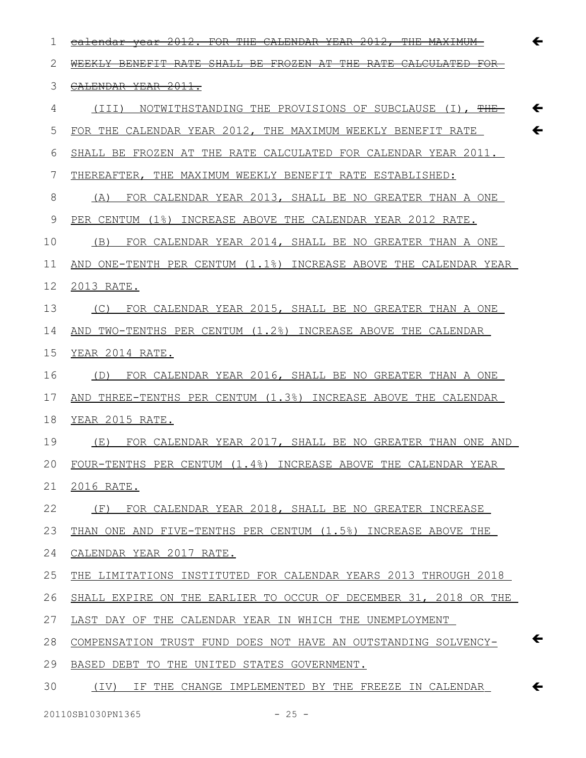~~calendar year 2012. FOR THE CALENDAR YEAR 2012, THE MAXIMUM WEEKLY BENEFIT RATE SHALL BE FROZEN AT THE RATE CALCULATED FOR CALENDAR YEAR 2011.~~

(III) NOTWITHSTANDING THE PROVISIONS OF SUBCLAUSE (I), ~~THE~~ FOR THE CALENDAR YEAR 2012, THE MAXIMUM WEEKLY BENEFIT RATE SHALL BE FROZEN AT THE RATE CALCULATED FOR CALENDAR YEAR 2011. THEREAFTER, THE MAXIMUM WEEKLY BENEFIT RATE ESTABLISHED:

(A) FOR CALENDAR YEAR 2013, SHALL BE NO GREATER THAN A ONE PER CENTUM (1%) INCREASE ABOVE THE CALENDAR YEAR 2012 RATE.

(B) FOR CALENDAR YEAR 2014, SHALL BE NO GREATER THAN A ONE AND ONE-TENTH PER CENTUM (1.1%) INCREASE ABOVE THE CALENDAR YEAR 2013 RATE.

(C) FOR CALENDAR YEAR 2015, SHALL BE NO GREATER THAN A ONE AND TWO-TENTHS PER CENTUM (1.2%) INCREASE ABOVE THE CALENDAR YEAR 2014 RATE.

(D) FOR CALENDAR YEAR 2016, SHALL BE NO GREATER THAN A ONE AND THREE-TENTHS PER CENTUM (1.3%) INCREASE ABOVE THE CALENDAR YEAR 2015 RATE.

(E) FOR CALENDAR YEAR 2017, SHALL BE NO GREATER THAN ONE AND FOUR-TENTHS PER CENTUM (1.4%) INCREASE ABOVE THE CALENDAR YEAR 2016 RATE.

(F) FOR CALENDAR YEAR 2018, SHALL BE NO GREATER INCREASE THAN ONE AND FIVE-TENTHS PER CENTUM (1.5%) INCREASE ABOVE THE CALENDAR YEAR 2017 RATE.

THE LIMITATIONS INSTITUTED FOR CALENDAR YEARS 2013 THROUGH 2018 SHALL EXPIRE ON THE EARLIER TO OCCUR OF DECEMBER 31, 2018 OR THE LAST DAY OF THE CALENDAR YEAR IN WHICH THE UNEMPLOYMENT COMPENSATION TRUST FUND DOES NOT HAVE AN OUTSTANDING SOLVENCY-BASED DEBT TO THE UNITED STATES GOVERNMENT.

(IV) IF THE CHANGE IMPLEMENTED BY THE FREEZE IN CALENDAR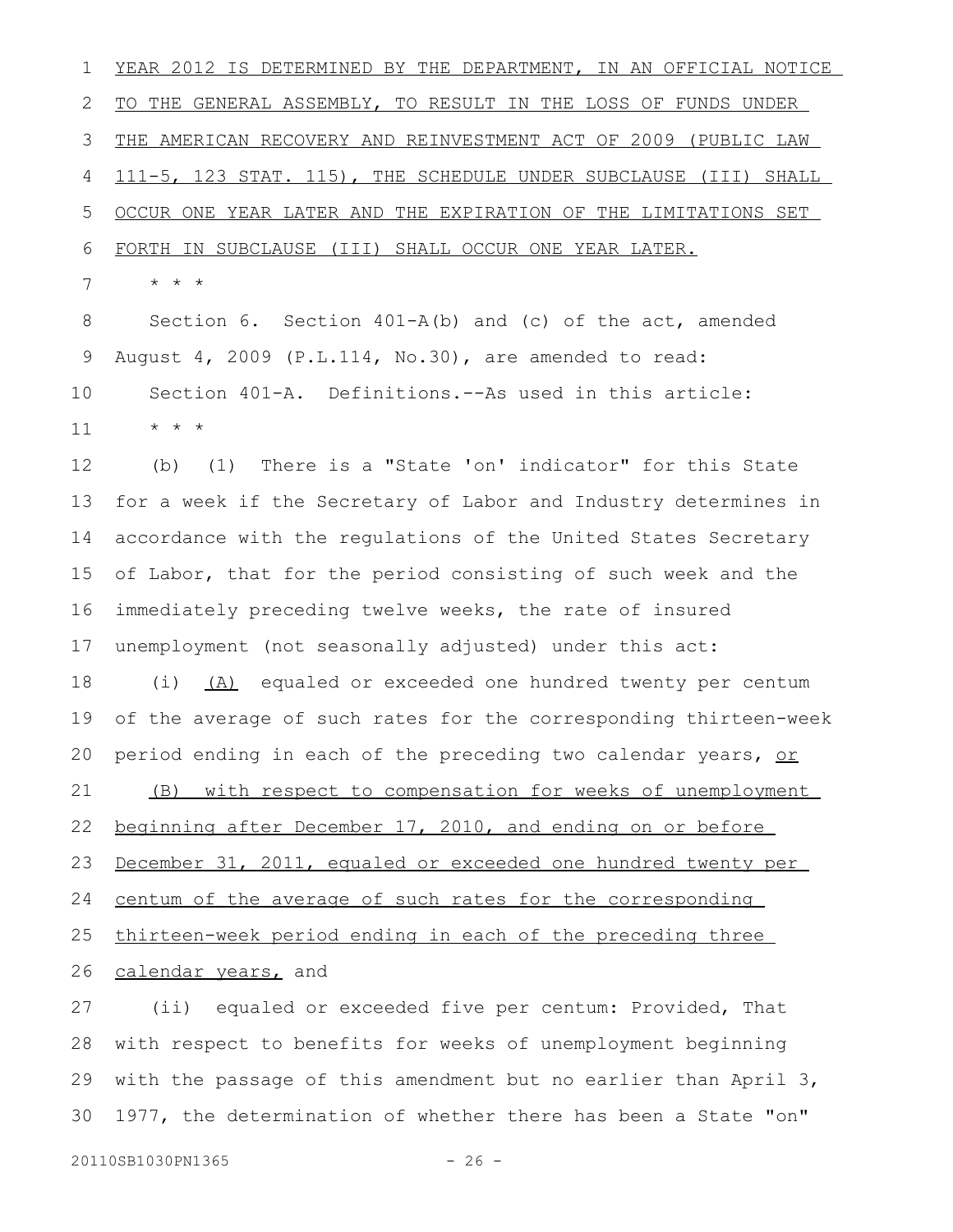YEAR 2012 IS DETERMINED BY THE DEPARTMENT, IN AN OFFICIAL NOTICE TO THE GENERAL ASSEMBLY, TO RESULT IN THE LOSS OF FUNDS UNDER THE AMERICAN RECOVERY AND REINVESTMENT ACT OF 2009 (PUBLIC LAW 111-5, 123 STAT. 115), THE SCHEDULE UNDER SUBCLAUSE (III) SHALL OCCUR ONE YEAR LATER AND THE EXPIRATION OF THE LIMITATIONS SET FORTH IN SUBCLAUSE (III) SHALL OCCUR ONE YEAR LATER.

* * *

Section 6. Section 401-A(b) and (c) of the act, amended August 4, 2009 (P.L.114, No.30), are amended to read:

Section 401-A. Definitions.--As used in this article:

* * *

(b) (1) There is a "State 'on' indicator" for this State for a week if the Secretary of Labor and Industry determines in accordance with the regulations of the United States Secretary of Labor, that for the period consisting of such week and the immediately preceding twelve weeks, the rate of insured unemployment (not seasonally adjusted) under this act:

(i) (A) equaled or exceeded one hundred twenty per centum of the average of such rates for the corresponding thirteen-week period ending in each of the preceding two calendar years, or (B) with respect to compensation for weeks of unemployment beginning after December 17, 2010, and ending on or before December 31, 2011, equaled or exceeded one hundred twenty per centum of the average of such rates for the corresponding thirteen-week period ending in each of the preceding three calendar years, and

(ii) equaled or exceeded five per centum: Provided, That with respect to benefits for weeks of unemployment beginning with the passage of this amendment but no earlier than April 3, 1977, the determination of whether there has been a State "on"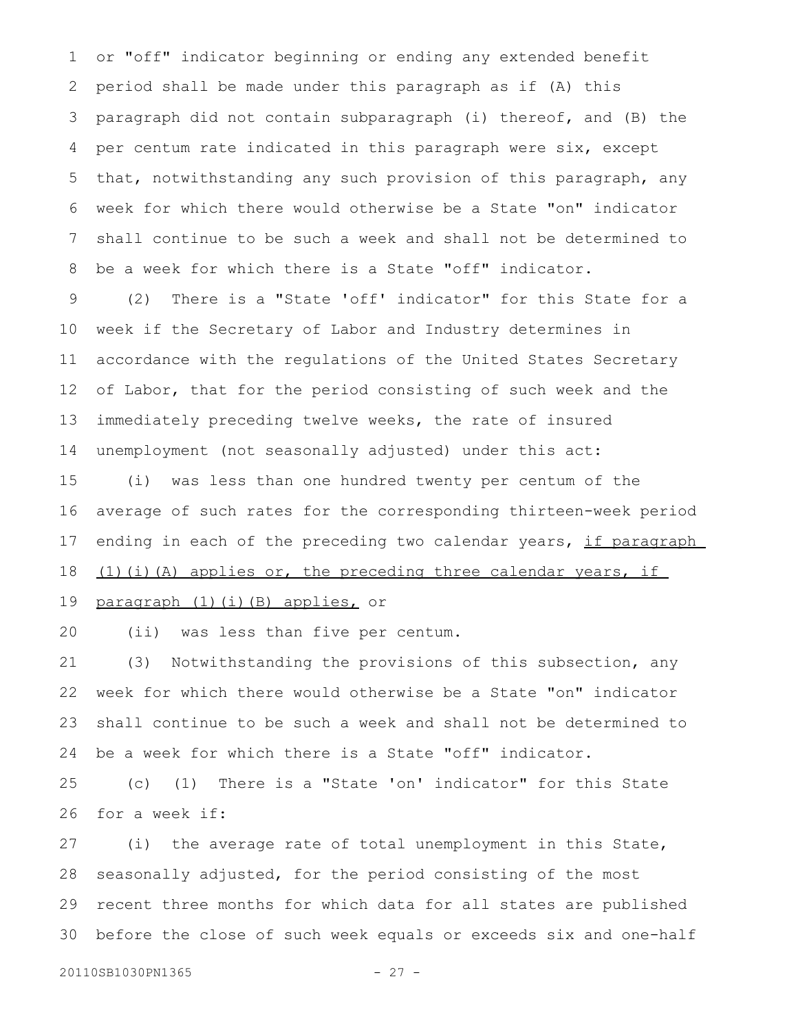or "off" indicator beginning or ending any extended benefit period shall be made under this paragraph as if (A) this paragraph did not contain subparagraph (i) thereof, and (B) the per centum rate indicated in this paragraph were six, except that, notwithstanding any such provision of this paragraph, any week for which there would otherwise be a State "on" indicator shall continue to be such a week and shall not be determined to be a week for which there is a State "off" indicator.

(2) There is a "State 'off' indicator" for this State for a week if the Secretary of Labor and Industry determines in accordance with the regulations of the United States Secretary of Labor, that for the period consisting of such week and the immediately preceding twelve weeks, the rate of insured unemployment (not seasonally adjusted) under this act:

(i) was less than one hundred twenty per centum of the average of such rates for the corresponding thirteen-week period ending in each of the preceding two calendar years, <u>if paragraph (1)(i)(A) applies or, the preceding three calendar years, if paragraph (1)(i)(B) applies,</u> or

(ii) was less than five per centum.

(3) Notwithstanding the provisions of this subsection, any week for which there would otherwise be a State "on" indicator shall continue to be such a week and shall not be determined to be a week for which there is a State "off" indicator.

(c) (1) There is a "State 'on' indicator" for this State for a week if:

(i) the average rate of total unemployment in this State, seasonally adjusted, for the period consisting of the most recent three months for which data for all states are published before the close of such week equals or exceeds six and one-half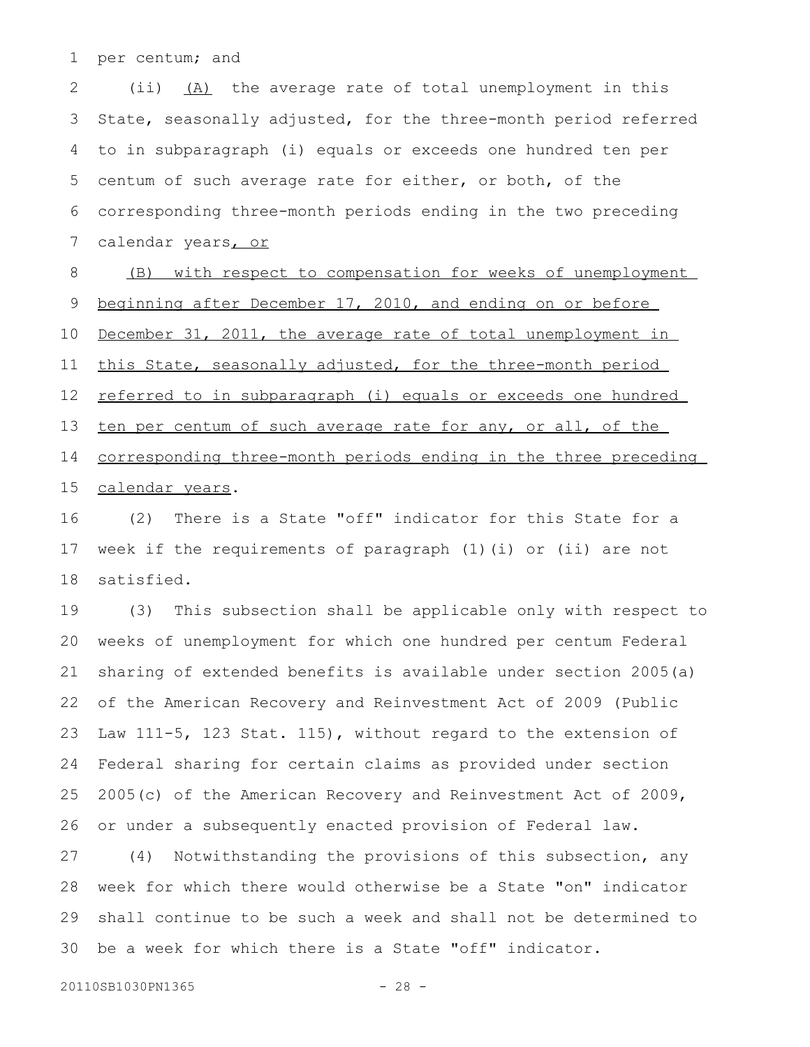per centum; and

(ii) <u>(A)</u> the average rate of total unemployment in this State, seasonally adjusted, for the three-month period referred to in subparagraph (i) equals or exceeds one hundred ten per centum of such average rate for either, or both, of the corresponding three-month periods ending in the two preceding calendar years<u>, or</u>

<u>(B) with respect to compensation for weeks of unemployment beginning after December 17, 2010, and ending on or before December 31, 2011, the average rate of total unemployment in this State, seasonally adjusted, for the three-month period referred to in subparagraph (i) equals or exceeds one hundred ten per centum of such average rate for any, or all, of the corresponding three-month periods ending in the three preceding calendar years</u>.

(2) There is a State "off" indicator for this State for a week if the requirements of paragraph (1)(i) or (ii) are not satisfied.

(3) This subsection shall be applicable only with respect to weeks of unemployment for which one hundred per centum Federal sharing of extended benefits is available under section 2005(a) of the American Recovery and Reinvestment Act of 2009 (Public Law 111-5, 123 Stat. 115), without regard to the extension of Federal sharing for certain claims as provided under section 2005(c) of the American Recovery and Reinvestment Act of 2009, or under a subsequently enacted provision of Federal law.

(4) Notwithstanding the provisions of this subsection, any week for which there would otherwise be a State "on" indicator shall continue to be such a week and shall not be determined to be a week for which there is a State "off" indicator.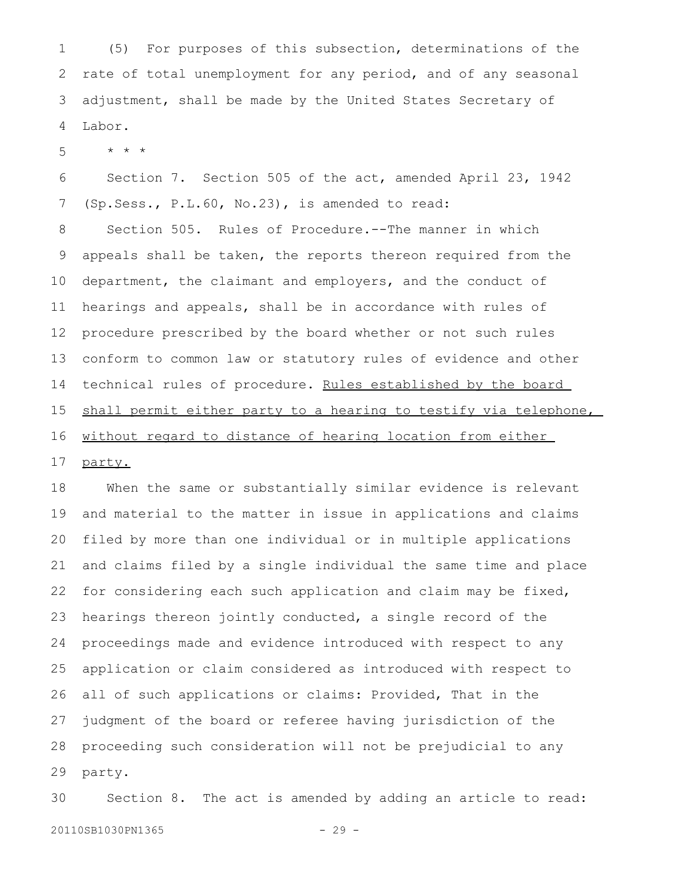(5) For purposes of this subsection, determinations of the rate of total unemployment for any period, and of any seasonal adjustment, shall be made by the United States Secretary of Labor.

* * *

Section 7. Section 505 of the act, amended April 23, 1942 (Sp.Sess., P.L.60, No.23), is amended to read:

Section 505. Rules of Procedure.--The manner in which appeals shall be taken, the reports thereon required from the department, the claimant and employers, and the conduct of hearings and appeals, shall be in accordance with rules of procedure prescribed by the board whether or not such rules conform to common law or statutory rules of evidence and other technical rules of procedure. <u>Rules established by the board shall permit either party to a hearing to testify via telephone, without regard to distance of hearing location from either party.</u>

When the same or substantially similar evidence is relevant and material to the matter in issue in applications and claims filed by more than one individual or in multiple applications and claims filed by a single individual the same time and place for considering each such application and claim may be fixed, hearings thereon jointly conducted, a single record of the proceedings made and evidence introduced with respect to any application or claim considered as introduced with respect to all of such applications or claims: Provided, That in the judgment of the board or referee having jurisdiction of the proceeding such consideration will not be prejudicial to any party.

Section 8. The act is amended by adding an article to read: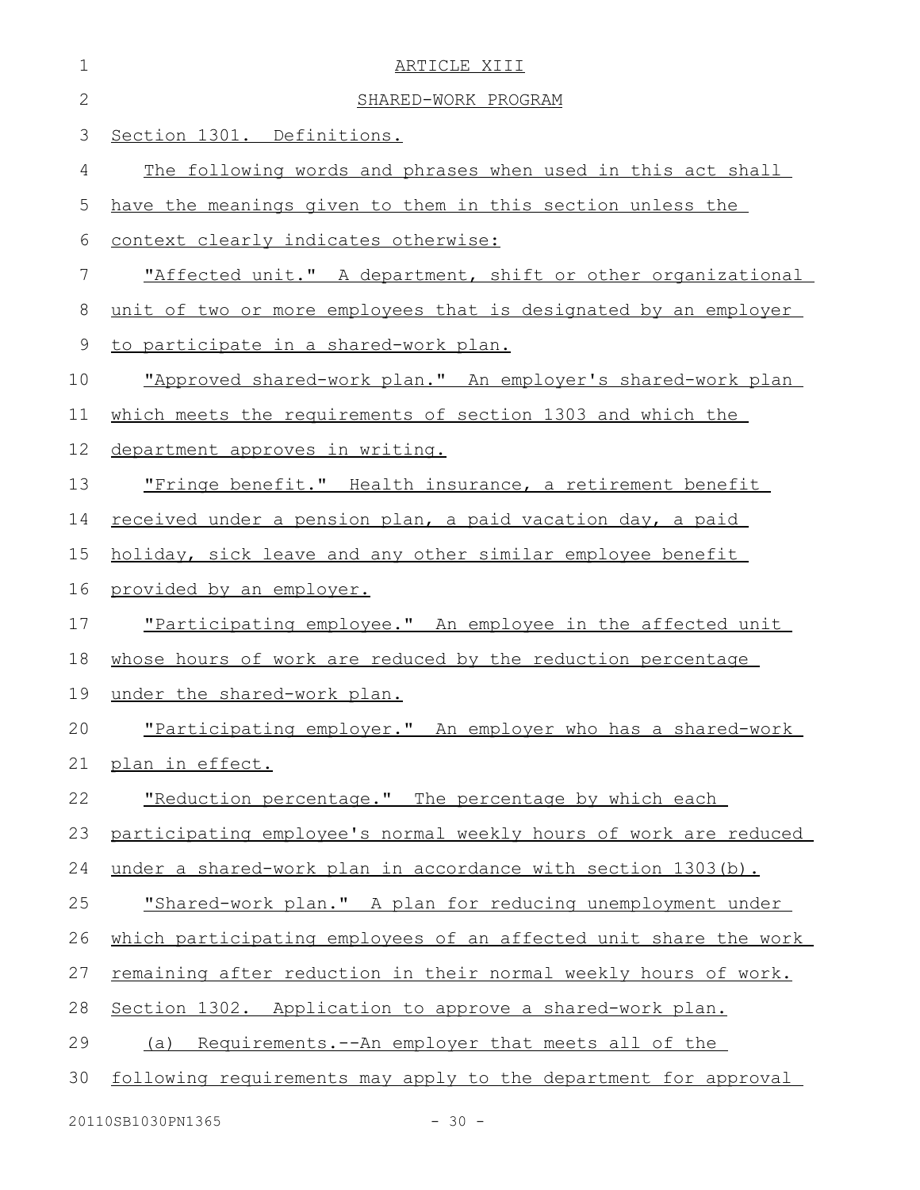ARTICLE XIII

SHARED-WORK PROGRAM

Section 1301. Definitions.

The following words and phrases when used in this act shall have the meanings given to them in this section unless the context clearly indicates otherwise:

"Affected unit." A department, shift or other organizational unit of two or more employees that is designated by an employer to participate in a shared-work plan.

"Approved shared-work plan." An employer's shared-work plan which meets the requirements of section 1303 and which the department approves in writing.

"Fringe benefit." Health insurance, a retirement benefit received under a pension plan, a paid vacation day, a paid holiday, sick leave and any other similar employee benefit provided by an employer.

"Participating employee." An employee in the affected unit whose hours of work are reduced by the reduction percentage under the shared-work plan.

"Participating employer." An employer who has a shared-work plan in effect.

"Reduction percentage." The percentage by which each participating employee's normal weekly hours of work are reduced under a shared-work plan in accordance with section 1303(b).

"Shared-work plan." A plan for reducing unemployment under which participating employees of an affected unit share the work remaining after reduction in their normal weekly hours of work.

Section 1302. Application to approve a shared-work plan.

(a) Requirements.--An employer that meets all of the following requirements may apply to the department for approval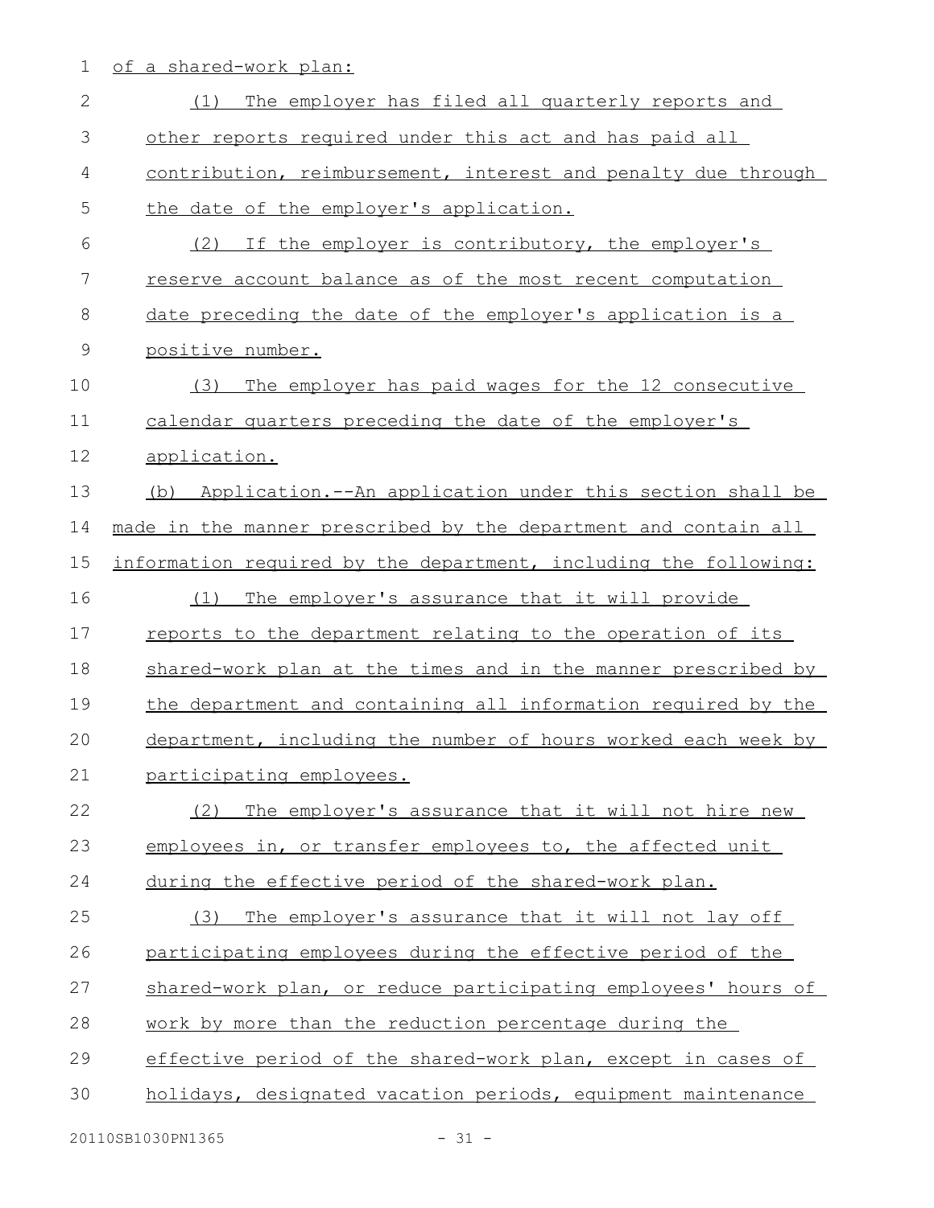of a shared-work plan:

(1) The employer has filed all quarterly reports and other reports required under this act and has paid all contribution, reimbursement, interest and penalty due through the date of the employer's application.

(2) If the employer is contributory, the employer's reserve account balance as of the most recent computation date preceding the date of the employer's application is a positive number.

(3) The employer has paid wages for the 12 consecutive calendar quarters preceding the date of the employer's application.

(b) Application.--An application under this section shall be made in the manner prescribed by the department and contain all information required by the department, including the following:

(1) The employer's assurance that it will provide reports to the department relating to the operation of its shared-work plan at the times and in the manner prescribed by the department and containing all information required by the department, including the number of hours worked each week by participating employees.

(2) The employer's assurance that it will not hire new employees in, or transfer employees to, the affected unit during the effective period of the shared-work plan.

(3) The employer's assurance that it will not lay off participating employees during the effective period of the shared-work plan, or reduce participating employees' hours of work by more than the reduction percentage during the effective period of the shared-work plan, except in cases of holidays, designated vacation periods, equipment maintenance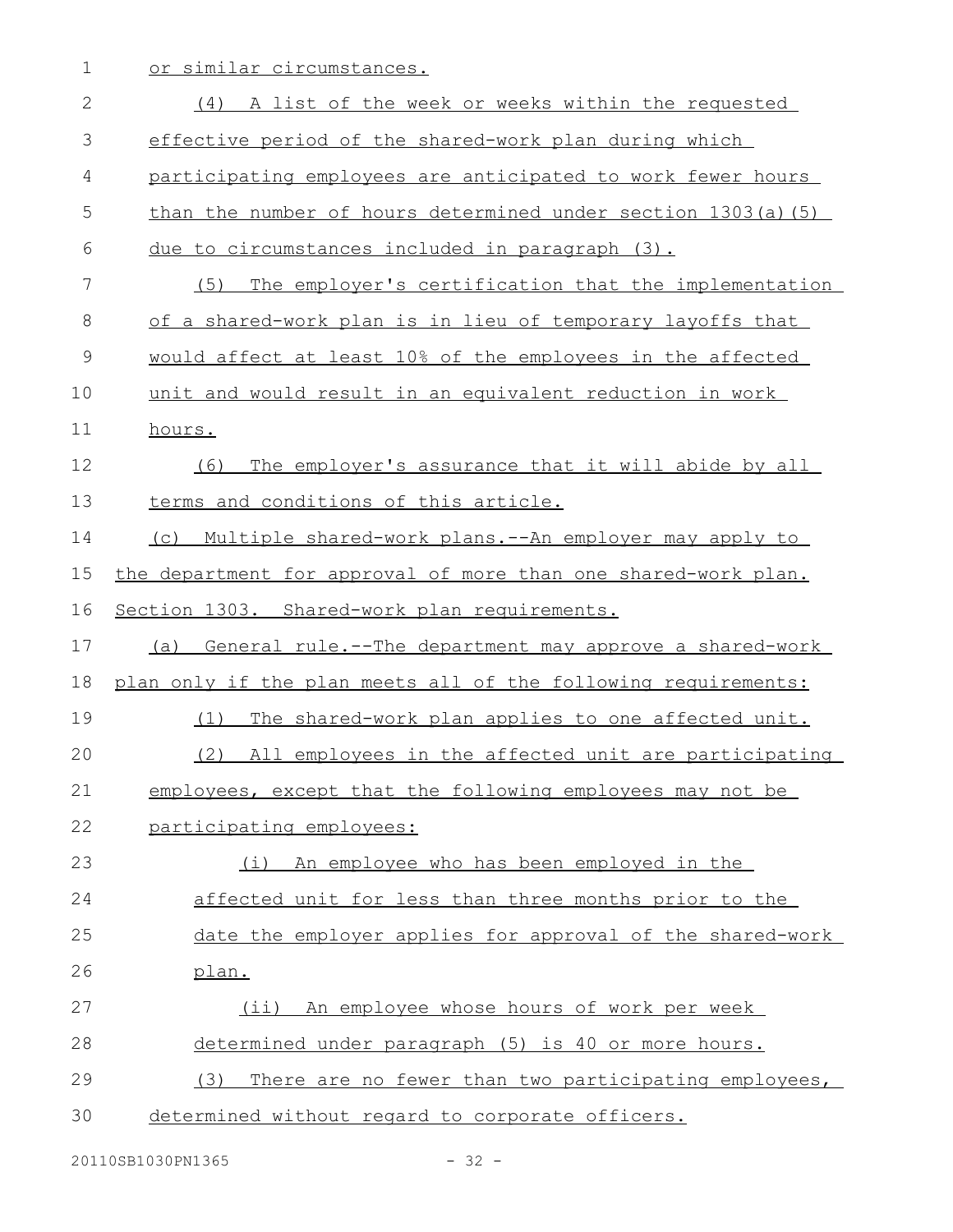or similar circumstances.

(4) A list of the week or weeks within the requested effective period of the shared-work plan during which participating employees are anticipated to work fewer hours than the number of hours determined under section 1303(a)(5) due to circumstances included in paragraph (3).

(5) The employer's certification that the implementation of a shared-work plan is in lieu of temporary layoffs that would affect at least 10% of the employees in the affected unit and would result in an equivalent reduction in work hours.

(6) The employer's assurance that it will abide by all terms and conditions of this article.

(c) Multiple shared-work plans.--An employer may apply to the department for approval of more than one shared-work plan.

Section 1303. Shared-work plan requirements.

(a) General rule.--The department may approve a shared-work plan only if the plan meets all of the following requirements:

(1) The shared-work plan applies to one affected unit.

(2) All employees in the affected unit are participating employees, except that the following employees may not be participating employees:

(i) An employee who has been employed in the affected unit for less than three months prior to the date the employer applies for approval of the shared-work plan.

(ii) An employee whose hours of work per week determined under paragraph (5) is 40 or more hours.

(3) There are no fewer than two participating employees, determined without regard to corporate officers.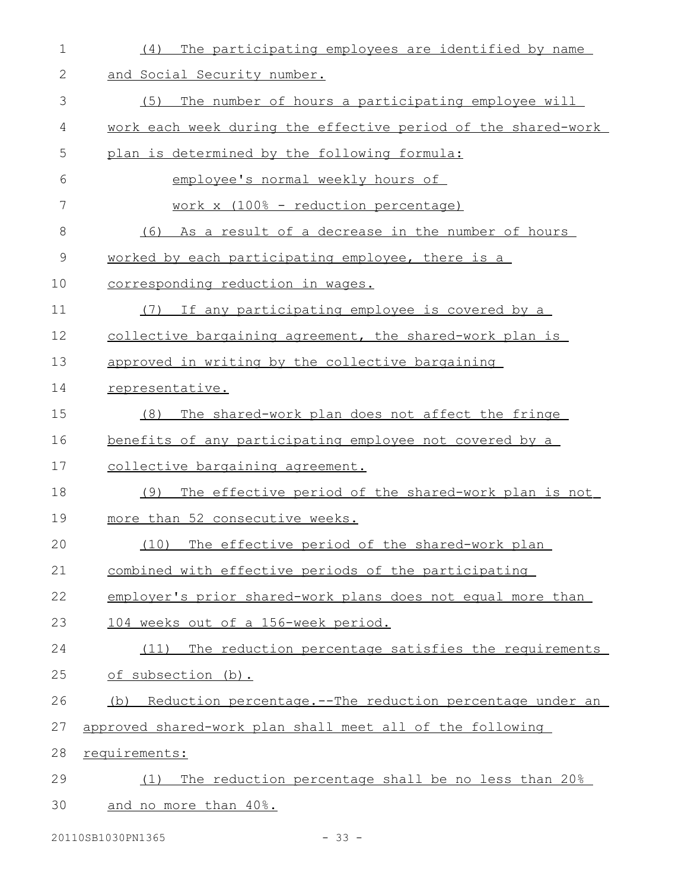(4) The participating employees are identified by name and Social Security number.

(5) The number of hours a participating employee will work each week during the effective period of the shared-work plan is determined by the following formula:

employee's normal weekly hours of work x (100% - reduction percentage)

(6) As a result of a decrease in the number of hours worked by each participating employee, there is a corresponding reduction in wages.

(7) If any participating employee is covered by a collective bargaining agreement, the shared-work plan is approved in writing by the collective bargaining representative.

(8) The shared-work plan does not affect the fringe benefits of any participating employee not covered by a collective bargaining agreement.

(9) The effective period of the shared-work plan is not more than 52 consecutive weeks.

(10) The effective period of the shared-work plan combined with effective periods of the participating employer's prior shared-work plans does not equal more than 104 weeks out of a 156-week period.

(11) The reduction percentage satisfies the requirements of subsection (b).

(b) Reduction percentage.--The reduction percentage under an approved shared-work plan shall meet all of the following requirements:

(1) The reduction percentage shall be no less than 20% and no more than 40%.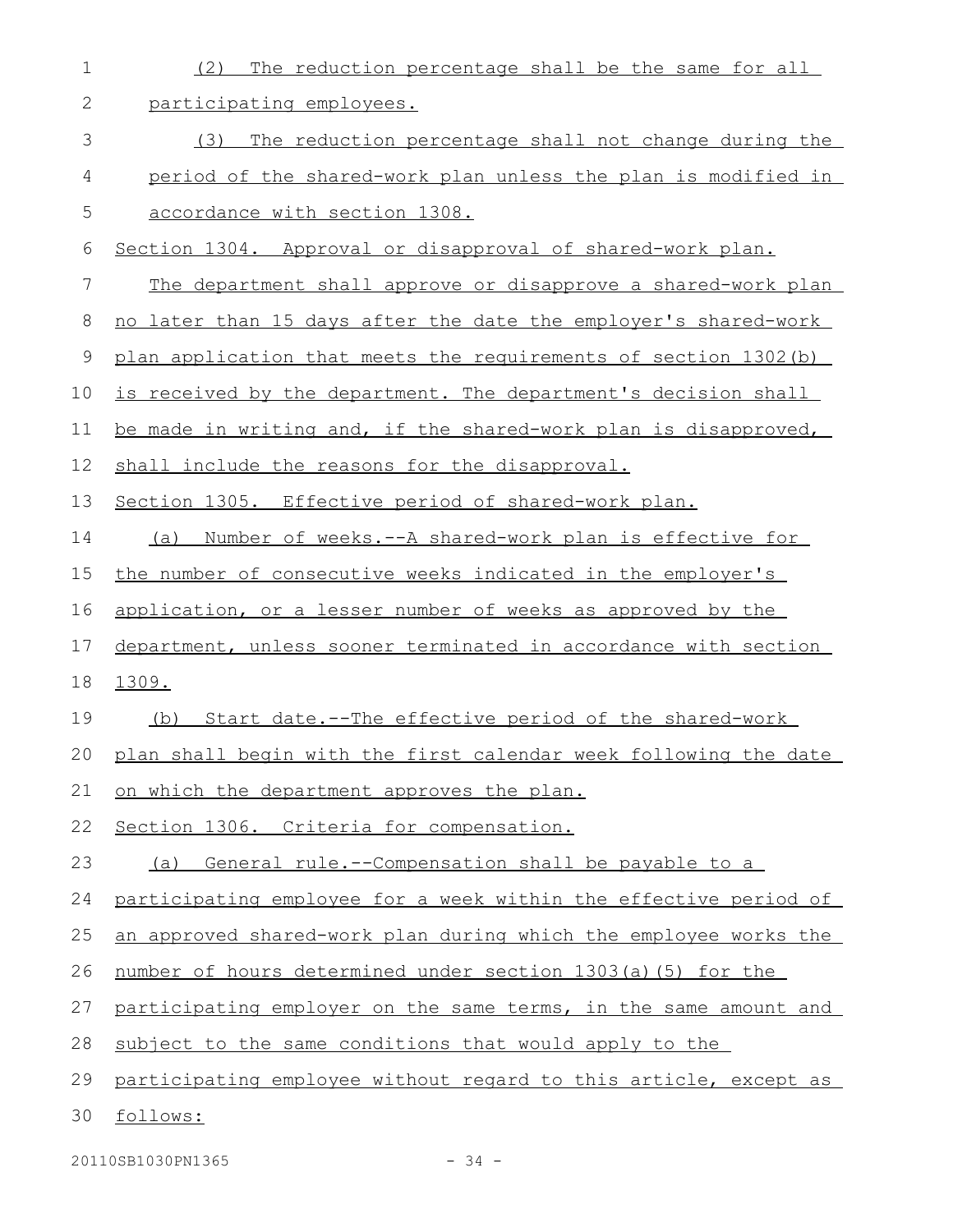(2) The reduction percentage shall be the same for all participating employees.

(3) The reduction percentage shall not change during the period of the shared-work plan unless the plan is modified in accordance with section 1308.

Section 1304. Approval or disapproval of shared-work plan.

The department shall approve or disapprove a shared-work plan no later than 15 days after the date the employer's shared-work plan application that meets the requirements of section 1302(b) is received by the department. The department's decision shall be made in writing and, if the shared-work plan is disapproved, shall include the reasons for the disapproval.

Section 1305. Effective period of shared-work plan.

(a) Number of weeks.--A shared-work plan is effective for the number of consecutive weeks indicated in the employer's application, or a lesser number of weeks as approved by the department, unless sooner terminated in accordance with section 1309.

(b) Start date.--The effective period of the shared-work plan shall begin with the first calendar week following the date on which the department approves the plan.

Section 1306. Criteria for compensation.

(a) General rule.--Compensation shall be payable to a participating employee for a week within the effective period of an approved shared-work plan during which the employee works the number of hours determined under section 1303(a)(5) for the participating employer on the same terms, in the same amount and subject to the same conditions that would apply to the participating employee without regard to this article, except as follows: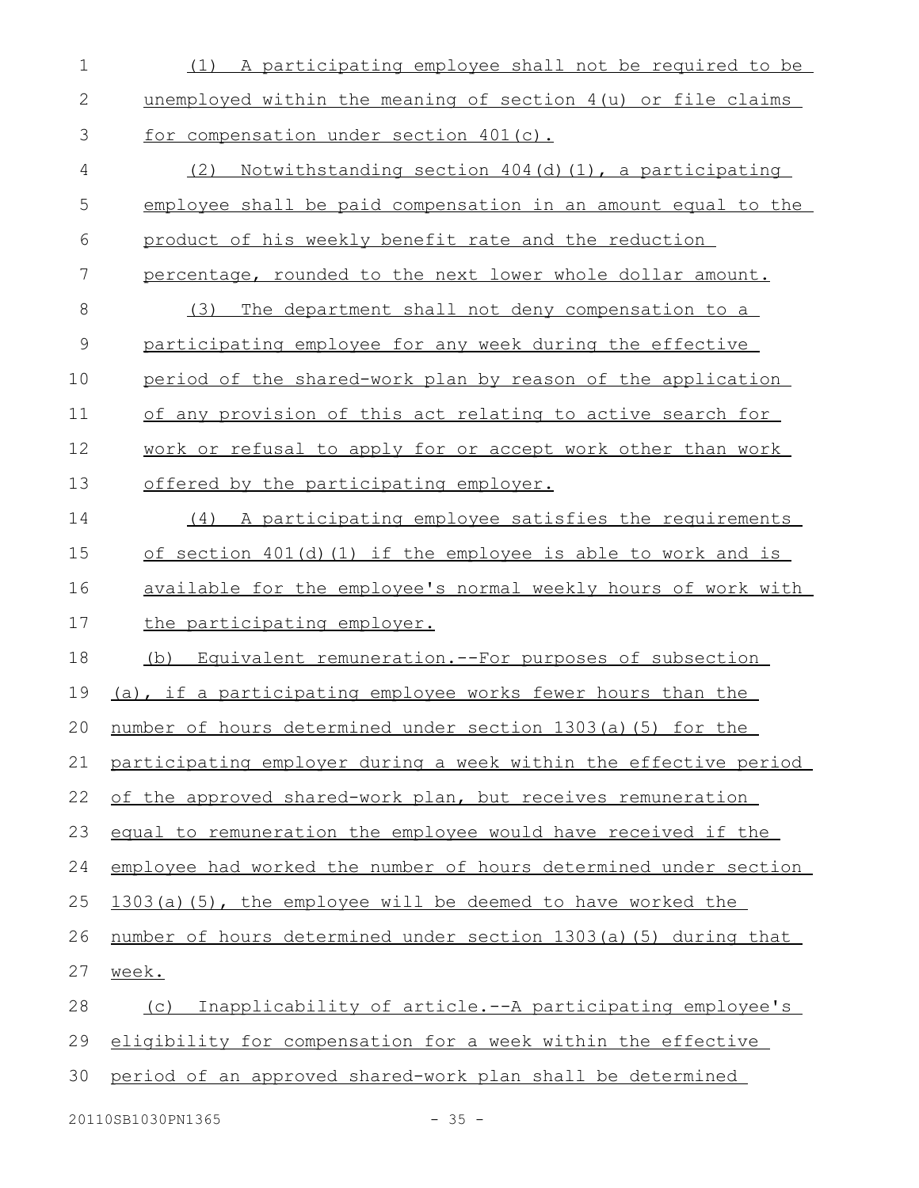(1) A participating employee shall not be required to be unemployed within the meaning of section 4(u) or file claims for compensation under section 401(c).

(2) Notwithstanding section 404(d)(1), a participating employee shall be paid compensation in an amount equal to the product of his weekly benefit rate and the reduction percentage, rounded to the next lower whole dollar amount.

(3) The department shall not deny compensation to a participating employee for any week during the effective period of the shared-work plan by reason of the application of any provision of this act relating to active search for work or refusal to apply for or accept work other than work offered by the participating employer.

(4) A participating employee satisfies the requirements of section 401(d)(1) if the employee is able to work and is available for the employee's normal weekly hours of work with the participating employer.

(b) Equivalent remuneration.--For purposes of subsection (a), if a participating employee works fewer hours than the number of hours determined under section 1303(a)(5) for the participating employer during a week within the effective period of the approved shared-work plan, but receives remuneration equal to remuneration the employee would have received if the employee had worked the number of hours determined under section 1303(a)(5), the employee will be deemed to have worked the number of hours determined under section 1303(a)(5) during that week.

(c) Inapplicability of article.--A participating employee's eligibility for compensation for a week within the effective period of an approved shared-work plan shall be determined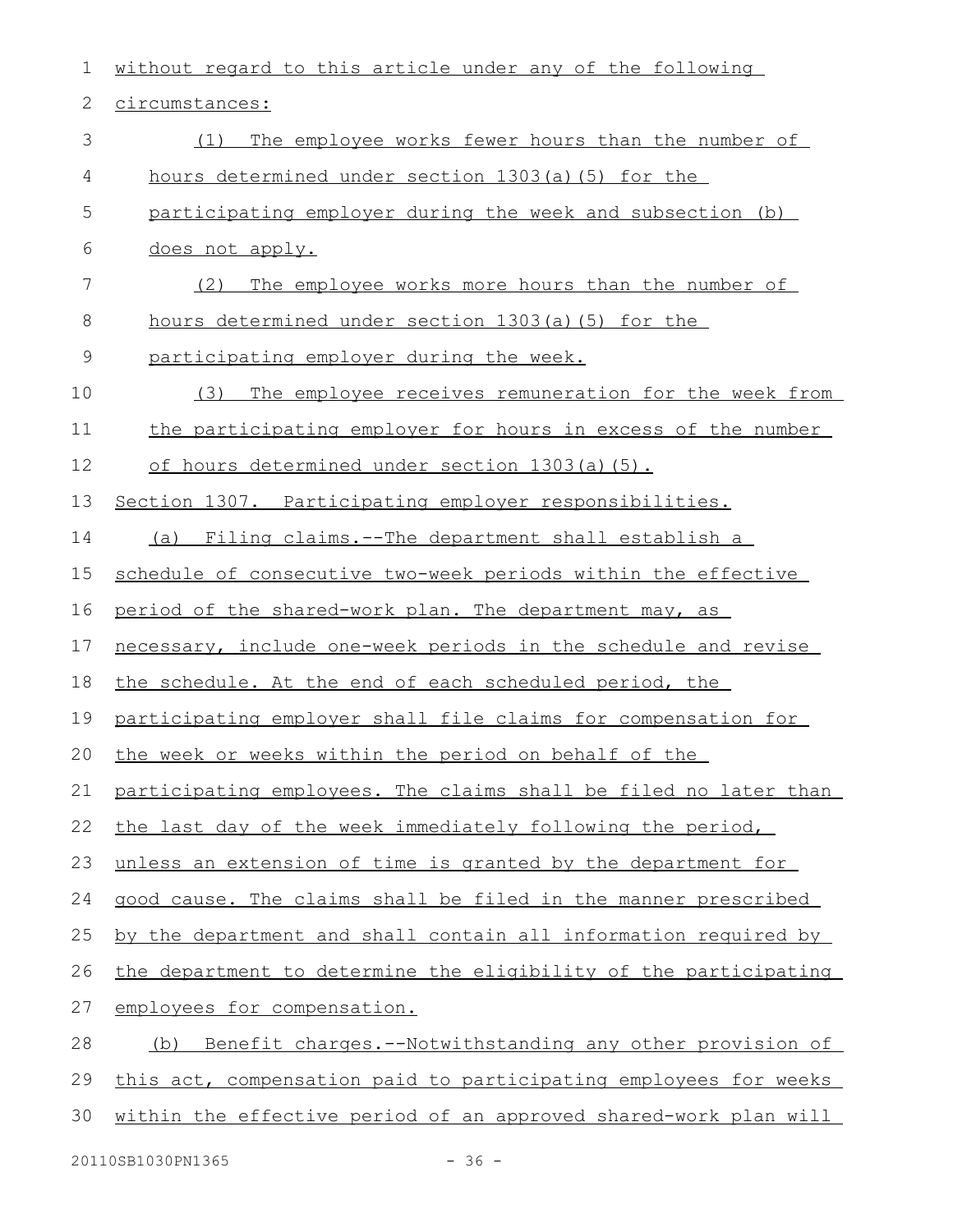without regard to this article under any of the following circumstances:

(1) The employee works fewer hours than the number of hours determined under section 1303(a)(5) for the participating employer during the week and subsection (b) does not apply.

(2) The employee works more hours than the number of hours determined under section 1303(a)(5) for the participating employer during the week.

(3) The employee receives remuneration for the week from the participating employer for hours in excess of the number of hours determined under section 1303(a)(5).

Section 1307. Participating employer responsibilities.

(a) Filing claims.--The department shall establish a schedule of consecutive two-week periods within the effective period of the shared-work plan. The department may, as necessary, include one-week periods in the schedule and revise the schedule. At the end of each scheduled period, the participating employer shall file claims for compensation for the week or weeks within the period on behalf of the participating employees. The claims shall be filed no later than the last day of the week immediately following the period, unless an extension of time is granted by the department for good cause. The claims shall be filed in the manner prescribed by the department and shall contain all information required by the department to determine the eligibility of the participating employees for compensation.

(b) Benefit charges.--Notwithstanding any other provision of this act, compensation paid to participating employees for weeks within the effective period of an approved shared-work plan will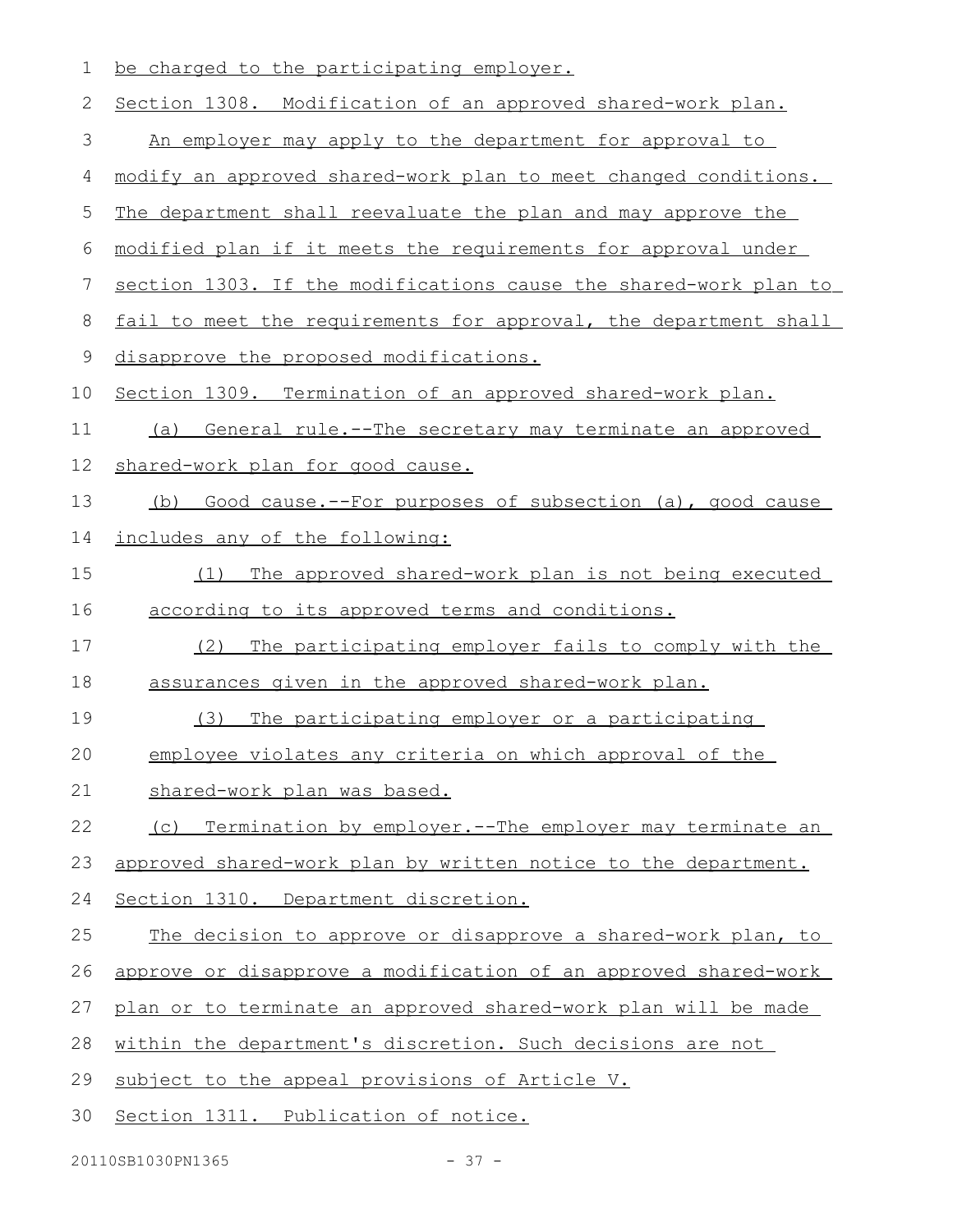be charged to the participating employer.

Section 1308. Modification of an approved shared-work plan.

An employer may apply to the department for approval to modify an approved shared-work plan to meet changed conditions. The department shall reevaluate the plan and may approve the modified plan if it meets the requirements for approval under section 1303. If the modifications cause the shared-work plan to fail to meet the requirements for approval, the department shall disapprove the proposed modifications.

Section 1309. Termination of an approved shared-work plan.

(a) General rule.--The secretary may terminate an approved shared-work plan for good cause.

(b) Good cause.--For purposes of subsection (a), good cause includes any of the following:

(1) The approved shared-work plan is not being executed according to its approved terms and conditions.

(2) The participating employer fails to comply with the assurances given in the approved shared-work plan.

(3) The participating employer or a participating employee violates any criteria on which approval of the shared-work plan was based.

(c) Termination by employer.--The employer may terminate an approved shared-work plan by written notice to the department.

Section 1310. Department discretion.

The decision to approve or disapprove a shared-work plan, to approve or disapprove a modification of an approved shared-work plan or to terminate an approved shared-work plan will be made within the department's discretion. Such decisions are not subject to the appeal provisions of Article V.

Section 1311. Publication of notice.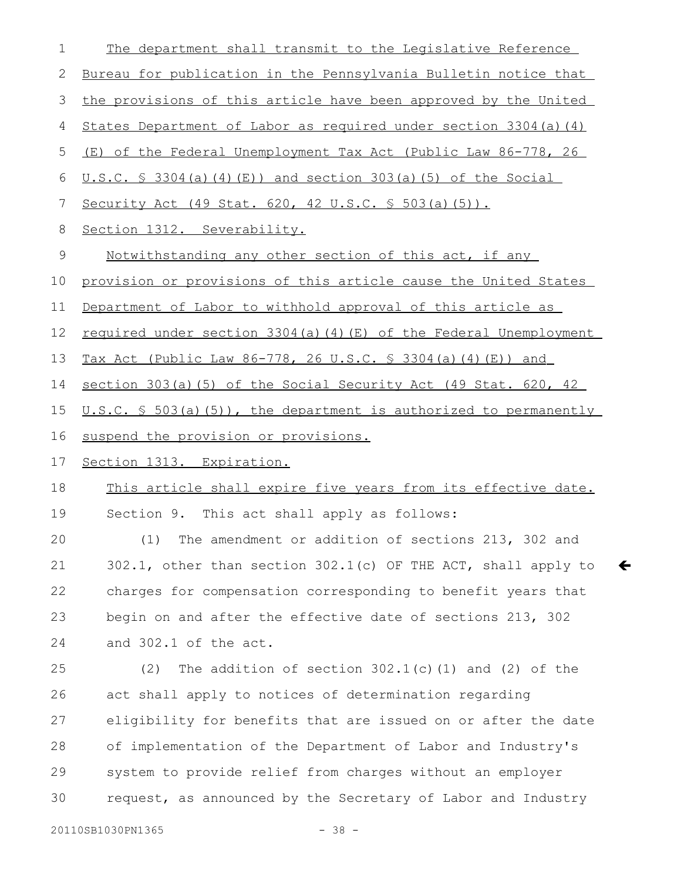The department shall transmit to the Legislative Reference Bureau for publication in the Pennsylvania Bulletin notice that the provisions of this article have been approved by the United States Department of Labor as required under section 3304(a)(4)(E) of the Federal Unemployment Tax Act (Public Law 86-778, 26 U.S.C. § 3304(a)(4)(E)) and section 303(a)(5) of the Social Security Act (49 Stat. 620, 42 U.S.C. § 503(a)(5)).

Section 1312. Severability.

Notwithstanding any other section of this act, if any provision or provisions of this article cause the United States Department of Labor to withhold approval of this article as required under section 3304(a)(4)(E) of the Federal Unemployment Tax Act (Public Law 86-778, 26 U.S.C. § 3304(a)(4)(E)) and section 303(a)(5) of the Social Security Act (49 Stat. 620, 42 U.S.C. § 503(a)(5)), the department is authorized to permanently suspend the provision or provisions.

Section 1313. Expiration.

This article shall expire five years from its effective date.

Section 9. This act shall apply as follows:

(1) The amendment or addition of sections 213, 302 and 302.1, other than section 302.1(c) OF THE ACT, shall apply to charges for compensation corresponding to benefit years that begin on and after the effective date of sections 213, 302 and 302.1 of the act.

(2) The addition of section 302.1(c)(1) and (2) of the act shall apply to notices of determination regarding eligibility for benefits that are issued on or after the date of implementation of the Department of Labor and Industry's system to provide relief from charges without an employer request, as announced by the Secretary of Labor and Industry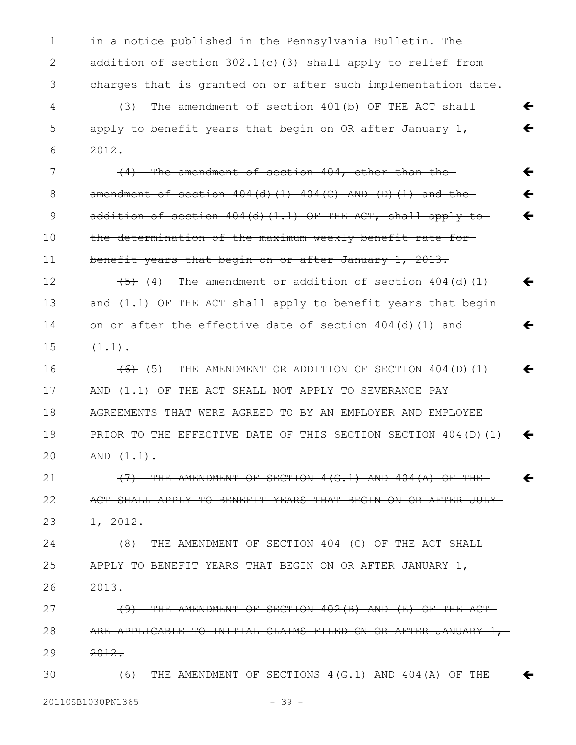in a notice published in the Pennsylvania Bulletin. The addition of section 302.1(c)(3) shall apply to relief from charges that is granted on or after such implementation date.

(3) The amendment of section 401(b) OF THE ACT shall apply to benefit years that begin on OR after January 1, 2012.

~~(4) The amendment of section 404, other than the amendment of section 404(d)(1) 404(C) AND (D)(1) and the addition of section 404(d)(1.1) OF THE ACT, shall apply to the determination of the maximum weekly benefit rate for benefit years that begin on or after January 1, 2013.~~

~~(5)~~ (4) The amendment or addition of section 404(d)(1) and (1.1) OF THE ACT shall apply to benefit years that begin on or after the effective date of section 404(d)(1) and (1.1).

~~(6)~~ (5) THE AMENDMENT OR ADDITION OF SECTION 404(D)(1) AND (1.1) OF THE ACT SHALL NOT APPLY TO SEVERANCE PAY AGREEMENTS THAT WERE AGREED TO BY AN EMPLOYER AND EMPLOYEE PRIOR TO THE EFFECTIVE DATE OF ~~THIS SECTION~~ SECTION 404(D)(1) AND (1.1).

~~(7) THE AMENDMENT OF SECTION 4(G.1) AND 404(A) OF THE ACT SHALL APPLY TO BENEFIT YEARS THAT BEGIN ON OR AFTER JULY 1, 2012.~~

~~(8) THE AMENDMENT OF SECTION 404 (C) OF THE ACT SHALL APPLY TO BENEFIT YEARS THAT BEGIN ON OR AFTER JANUARY 1, 2013.~~

~~(9) THE AMENDMENT OF SECTION 402(B) AND (E) OF THE ACT ARE APPLICABLE TO INITIAL CLAIMS FILED ON OR AFTER JANUARY 1, 2012.~~

(6) THE AMENDMENT OF SECTIONS 4(G.1) AND 404(A) OF THE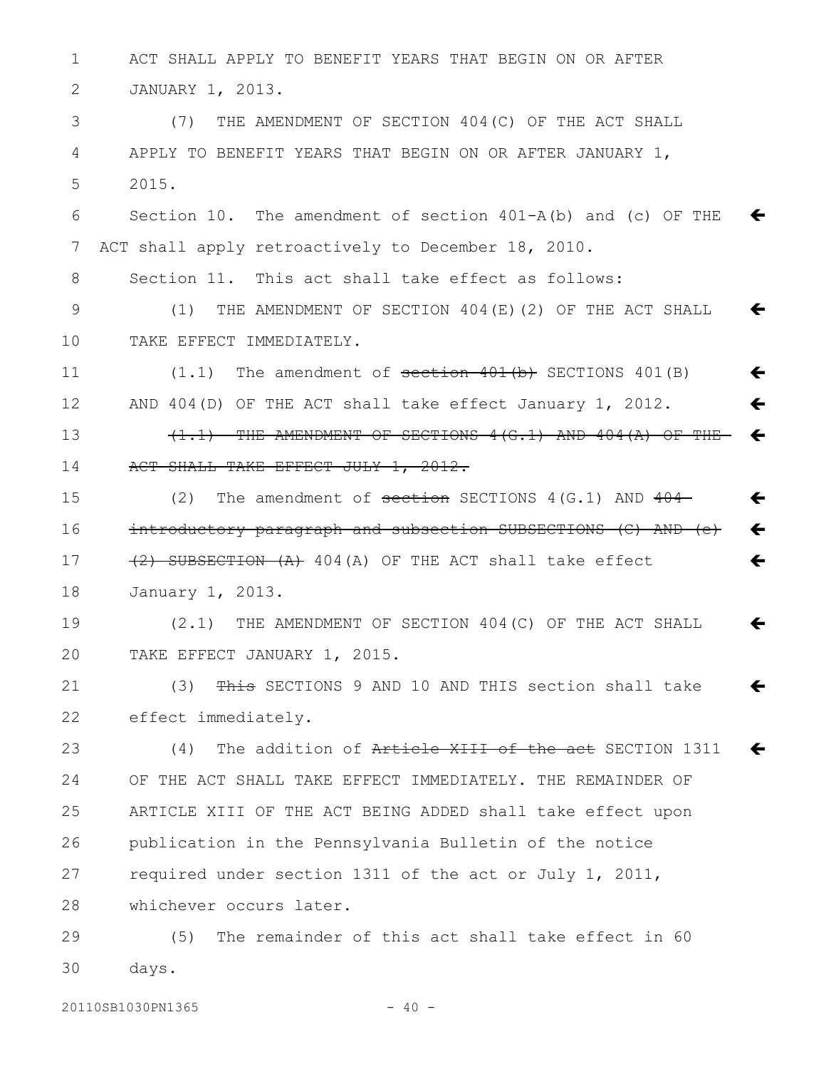ACT SHALL APPLY TO BENEFIT YEARS THAT BEGIN ON OR AFTER JANUARY 1, 2013.

(7) THE AMENDMENT OF SECTION 404(C) OF THE ACT SHALL APPLY TO BENEFIT YEARS THAT BEGIN ON OR AFTER JANUARY 1, 2015.

Section 10. The amendment of section 401-A(b) and (c) OF THE ACT shall apply retroactively to December 18, 2010.

Section 11. This act shall take effect as follows:

(1) THE AMENDMENT OF SECTION 404(E)(2) OF THE ACT SHALL TAKE EFFECT IMMEDIATELY.

(1.1) The amendment of ~~section 401(b)~~ SECTIONS 401(B) AND 404(D) OF THE ACT shall take effect January 1, 2012.

~~(1.1) THE AMENDMENT OF SECTIONS 4(G.1) AND 404(A) OF THE ACT SHALL TAKE EFFECT JULY 1, 2012.~~

(2) The amendment of ~~section~~ SECTIONS 4(G.1) AND ~~404 introductory paragraph and subsection SUBSECTIONS (C) AND (e)(2) SUBSECTION (A)~~ 404(A) OF THE ACT shall take effect January 1, 2013.

(2.1) THE AMENDMENT OF SECTION 404(C) OF THE ACT SHALL TAKE EFFECT JANUARY 1, 2015.

(3) ~~This~~ SECTIONS 9 AND 10 AND THIS section shall take effect immediately.

(4) The addition of ~~Article XIII of the act~~ SECTION 1311 OF THE ACT SHALL TAKE EFFECT IMMEDIATELY. THE REMAINDER OF ARTICLE XIII OF THE ACT BEING ADDED shall take effect upon publication in the Pennsylvania Bulletin of the notice required under section 1311 of the act or July 1, 2011, whichever occurs later.

(5) The remainder of this act shall take effect in 60 days.